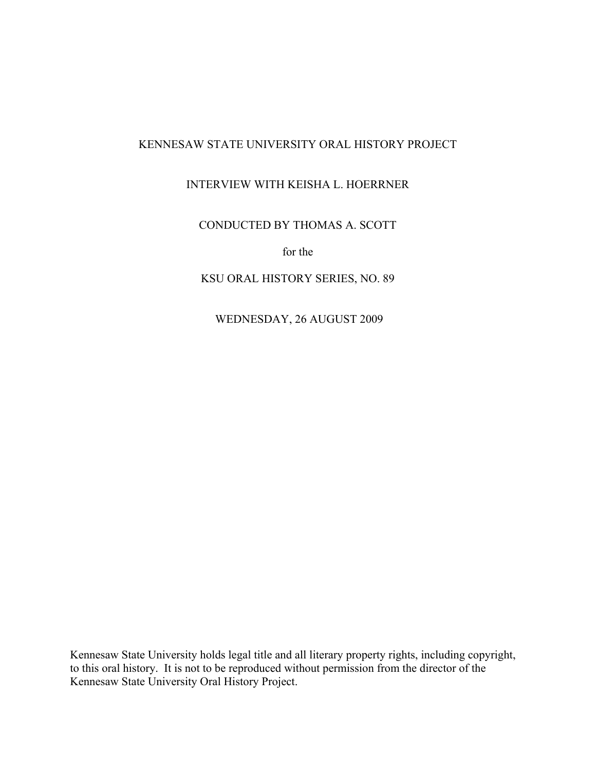# KENNESAW STATE UNIVERSITY ORAL HISTORY PROJECT

## INTERVIEW WITH KEISHA L. HOERRNER

### CONDUCTED BY THOMAS A. SCOTT

for the

### KSU ORAL HISTORY SERIES, NO. 89

WEDNESDAY, 26 AUGUST 2009

Kennesaw State University holds legal title and all literary property rights, including copyright, to this oral history. It is not to be reproduced without permission from the director of the Kennesaw State University Oral History Project.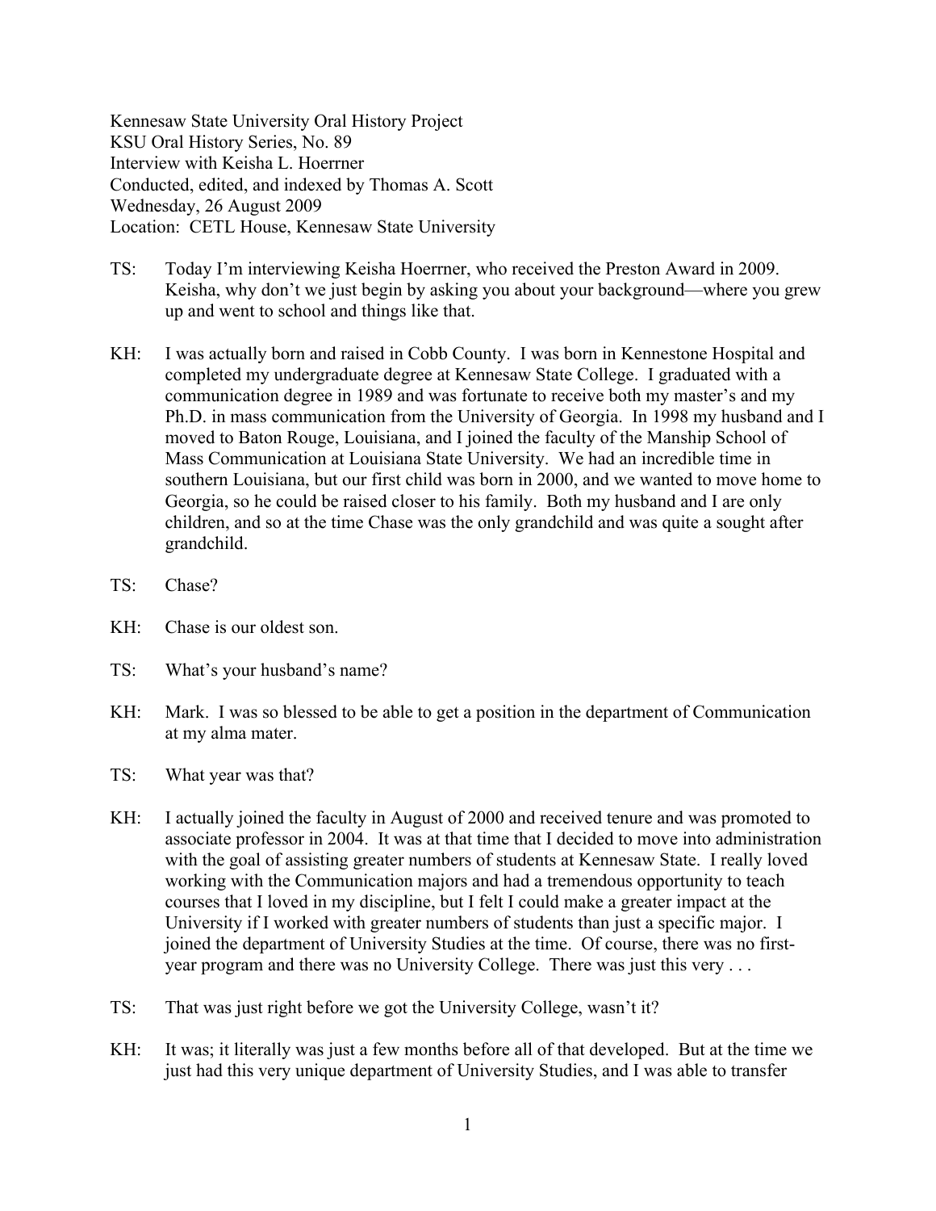Kennesaw State University Oral History Project
KSU Oral History Series, No. 89
Interview with Keisha L. Hoerrner
Conducted, edited, and indexed by Thomas A. Scott
Wednesday, 26 August 2009
Location: CETL House, Kennesaw State University

TS: Today I'm interviewing Keisha Hoerrner, who received the Preston Award in 2009. Keisha, why don't we just begin by asking you about your background—where you grew up and went to school and things like that.

KH: I was actually born and raised in Cobb County. I was born in Kennestone Hospital and completed my undergraduate degree at Kennesaw State College. I graduated with a communication degree in 1989 and was fortunate to receive both my master's and my Ph.D. in mass communication from the University of Georgia. In 1998 my husband and I moved to Baton Rouge, Louisiana, and I joined the faculty of the Manship School of Mass Communication at Louisiana State University. We had an incredible time in southern Louisiana, but our first child was born in 2000, and we wanted to move home to Georgia, so he could be raised closer to his family. Both my husband and I are only children, and so at the time Chase was the only grandchild and was quite a sought after grandchild.

TS: Chase?

KH: Chase is our oldest son.

TS: What's your husband's name?

KH: Mark. I was so blessed to be able to get a position in the department of Communication at my alma mater.

TS: What year was that?

KH: I actually joined the faculty in August of 2000 and received tenure and was promoted to associate professor in 2004. It was at that time that I decided to move into administration with the goal of assisting greater numbers of students at Kennesaw State. I really loved working with the Communication majors and had a tremendous opportunity to teach courses that I loved in my discipline, but I felt I could make a greater impact at the University if I worked with greater numbers of students than just a specific major. I joined the department of University Studies at the time. Of course, there was no first-year program and there was no University College. There was just this very . . .

TS: That was just right before we got the University College, wasn't it?

KH: It was; it literally was just a few months before all of that developed. But at the time we just had this very unique department of University Studies, and I was able to transfer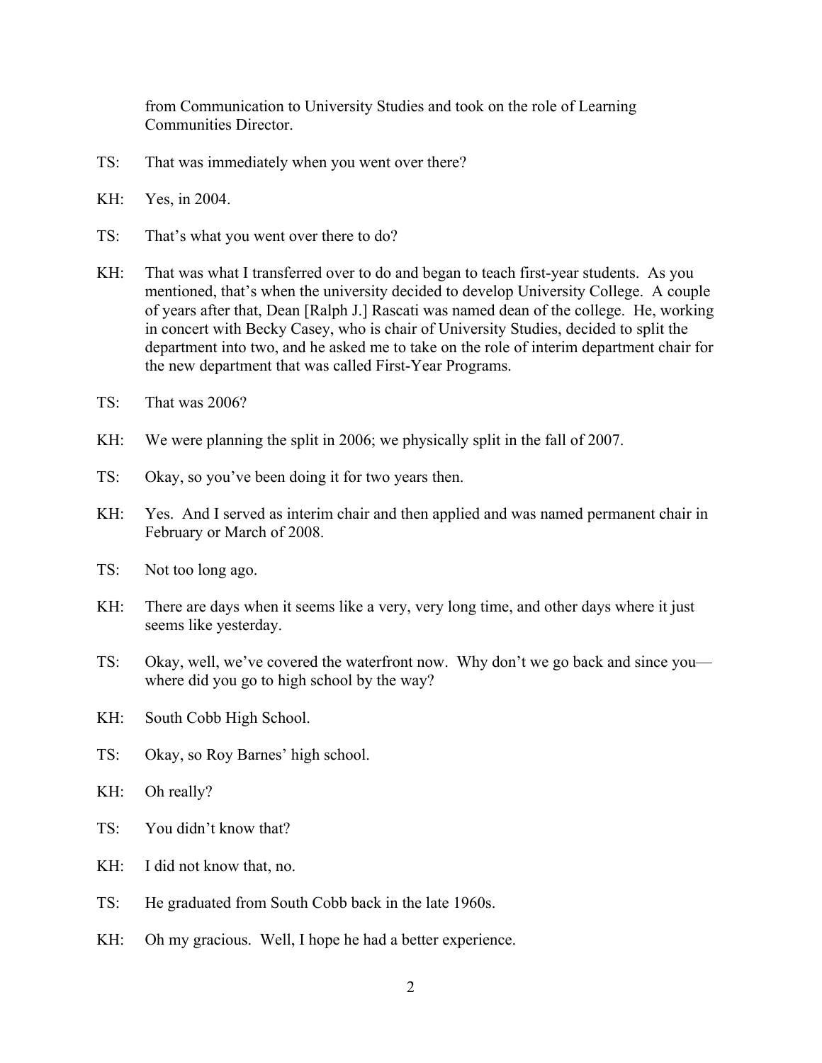from Communication to University Studies and took on the role of Learning Communities Director.

TS: That was immediately when you went over there?

KH: Yes, in 2004.

TS: That's what you went over there to do?

KH: That was what I transferred over to do and began to teach first-year students. As you mentioned, that's when the university decided to develop University College. A couple of years after that, Dean [Ralph J.] Rascati was named dean of the college. He, working in concert with Becky Casey, who is chair of University Studies, decided to split the department into two, and he asked me to take on the role of interim department chair for the new department that was called First-Year Programs.

TS: That was 2006?

KH: We were planning the split in 2006; we physically split in the fall of 2007.

TS: Okay, so you've been doing it for two years then.

KH: Yes. And I served as interim chair and then applied and was named permanent chair in February or March of 2008.

TS: Not too long ago.

KH: There are days when it seems like a very, very long time, and other days where it just seems like yesterday.

TS: Okay, well, we've covered the waterfront now. Why don't we go back and since you—where did you go to high school by the way?

KH: South Cobb High School.

TS: Okay, so Roy Barnes' high school.

KH: Oh really?

TS: You didn't know that?

KH: I did not know that, no.

TS: He graduated from South Cobb back in the late 1960s.

KH: Oh my gracious. Well, I hope he had a better experience.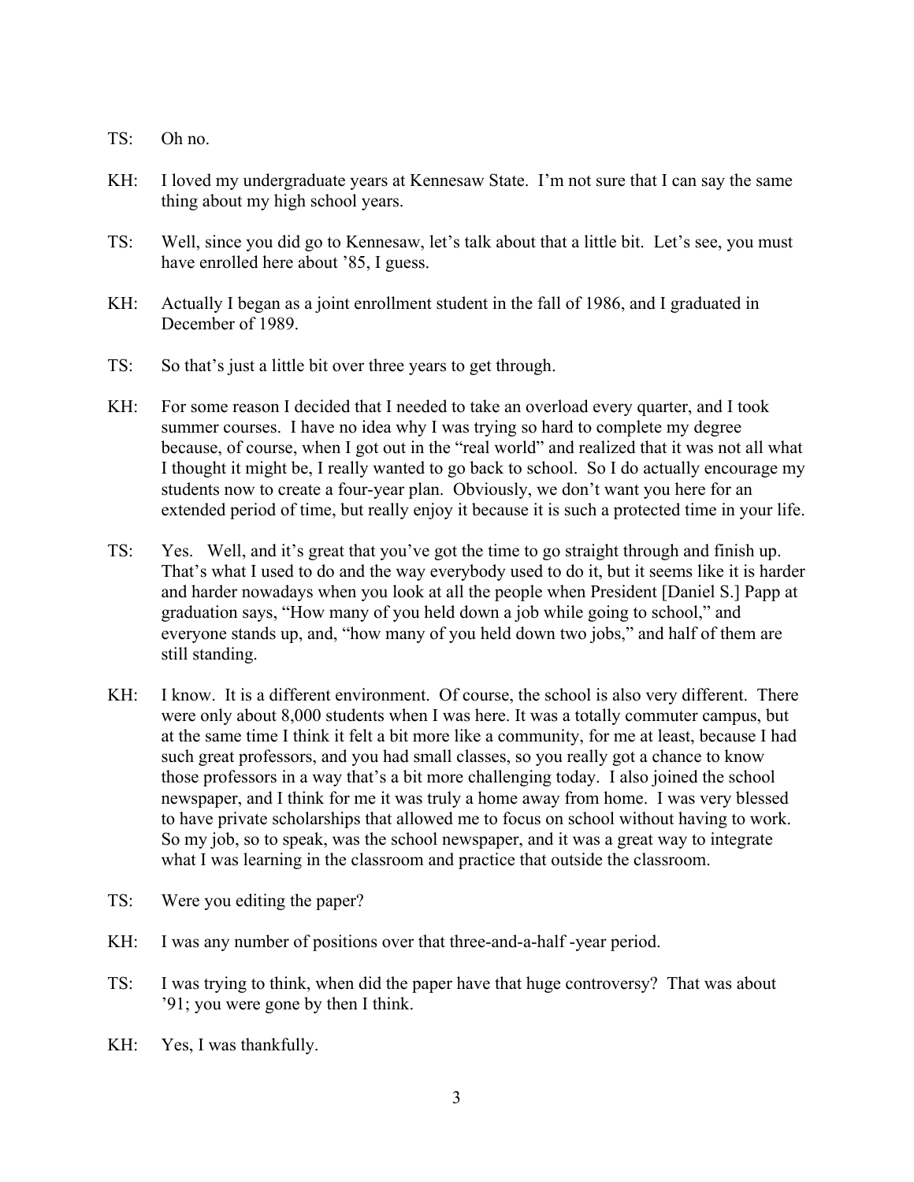TS: Oh no.

KH: I loved my undergraduate years at Kennesaw State. I'm not sure that I can say the same thing about my high school years.

TS: Well, since you did go to Kennesaw, let's talk about that a little bit. Let's see, you must have enrolled here about '85, I guess.

KH: Actually I began as a joint enrollment student in the fall of 1986, and I graduated in December of 1989.

TS: So that's just a little bit over three years to get through.

KH: For some reason I decided that I needed to take an overload every quarter, and I took summer courses. I have no idea why I was trying so hard to complete my degree because, of course, when I got out in the "real world" and realized that it was not all what I thought it might be, I really wanted to go back to school. So I do actually encourage my students now to create a four-year plan. Obviously, we don't want you here for an extended period of time, but really enjoy it because it is such a protected time in your life.

TS: Yes. Well, and it's great that you've got the time to go straight through and finish up. That's what I used to do and the way everybody used to do it, but it seems like it is harder and harder nowadays when you look at all the people when President [Daniel S.] Papp at graduation says, "How many of you held down a job while going to school," and everyone stands up, and, "how many of you held down two jobs," and half of them are still standing.

KH: I know. It is a different environment. Of course, the school is also very different. There were only about 8,000 students when I was here. It was a totally commuter campus, but at the same time I think it felt a bit more like a community, for me at least, because I had such great professors, and you had small classes, so you really got a chance to know those professors in a way that's a bit more challenging today. I also joined the school newspaper, and I think for me it was truly a home away from home. I was very blessed to have private scholarships that allowed me to focus on school without having to work. So my job, so to speak, was the school newspaper, and it was a great way to integrate what I was learning in the classroom and practice that outside the classroom.

TS: Were you editing the paper?

KH: I was any number of positions over that three-and-a-half -year period.

TS: I was trying to think, when did the paper have that huge controversy? That was about '91; you were gone by then I think.

KH: Yes, I was thankfully.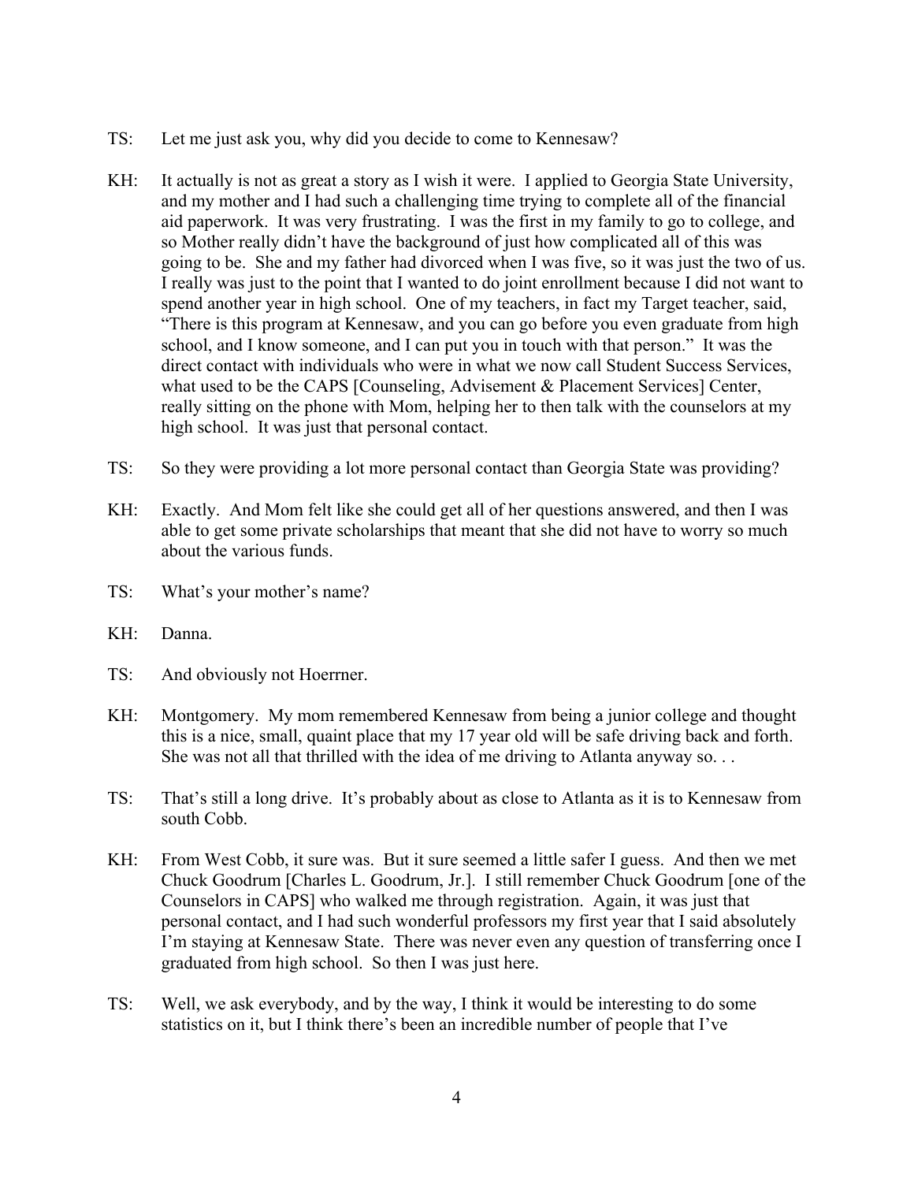TS: Let me just ask you, why did you decide to come to Kennesaw?

KH: It actually is not as great a story as I wish it were. I applied to Georgia State University, and my mother and I had such a challenging time trying to complete all of the financial aid paperwork. It was very frustrating. I was the first in my family to go to college, and so Mother really didn't have the background of just how complicated all of this was going to be. She and my father had divorced when I was five, so it was just the two of us. I really was just to the point that I wanted to do joint enrollment because I did not want to spend another year in high school. One of my teachers, in fact my Target teacher, said, "There is this program at Kennesaw, and you can go before you even graduate from high school, and I know someone, and I can put you in touch with that person." It was the direct contact with individuals who were in what we now call Student Success Services, what used to be the CAPS [Counseling, Advisement & Placement Services] Center, really sitting on the phone with Mom, helping her to then talk with the counselors at my high school. It was just that personal contact.

TS: So they were providing a lot more personal contact than Georgia State was providing?

KH: Exactly. And Mom felt like she could get all of her questions answered, and then I was able to get some private scholarships that meant that she did not have to worry so much about the various funds.

TS: What's your mother's name?

KH: Danna.

TS: And obviously not Hoerrner.

KH: Montgomery. My mom remembered Kennesaw from being a junior college and thought this is a nice, small, quaint place that my 17 year old will be safe driving back and forth. She was not all that thrilled with the idea of me driving to Atlanta anyway so. . .

TS: That's still a long drive. It's probably about as close to Atlanta as it is to Kennesaw from south Cobb.

KH: From West Cobb, it sure was. But it sure seemed a little safer I guess. And then we met Chuck Goodrum [Charles L. Goodrum, Jr.]. I still remember Chuck Goodrum [one of the Counselors in CAPS] who walked me through registration. Again, it was just that personal contact, and I had such wonderful professors my first year that I said absolutely I'm staying at Kennesaw State. There was never even any question of transferring once I graduated from high school. So then I was just here.

TS: Well, we ask everybody, and by the way, I think it would be interesting to do some statistics on it, but I think there's been an incredible number of people that I've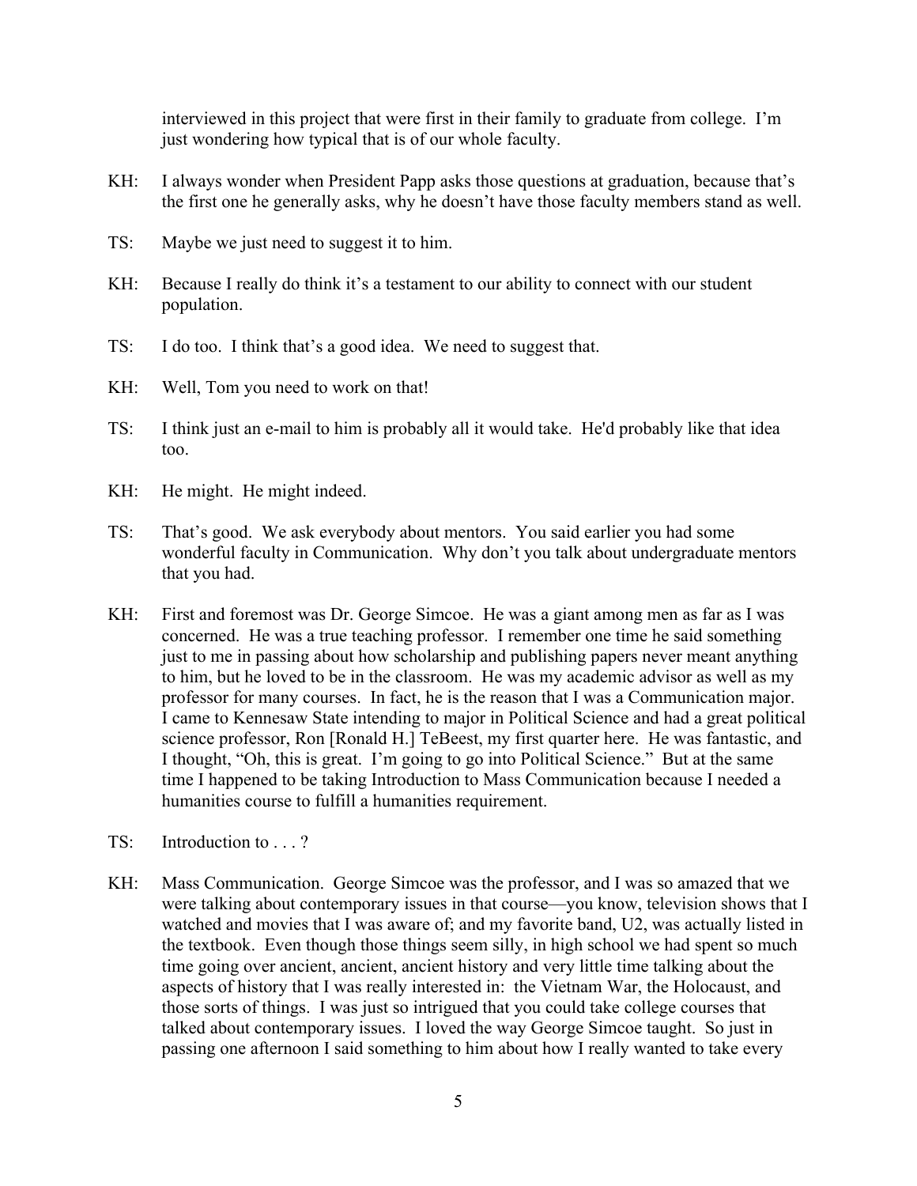interviewed in this project that were first in their family to graduate from college. I'm just wondering how typical that is of our whole faculty.

KH: I always wonder when President Papp asks those questions at graduation, because that's the first one he generally asks, why he doesn't have those faculty members stand as well.

TS: Maybe we just need to suggest it to him.

KH: Because I really do think it's a testament to our ability to connect with our student population.

TS: I do too. I think that's a good idea. We need to suggest that.

KH: Well, Tom you need to work on that!

TS: I think just an e-mail to him is probably all it would take. He'd probably like that idea too.

KH: He might. He might indeed.

TS: That's good. We ask everybody about mentors. You said earlier you had some wonderful faculty in Communication. Why don't you talk about undergraduate mentors that you had.

KH: First and foremost was Dr. George Simcoe. He was a giant among men as far as I was concerned. He was a true teaching professor. I remember one time he said something just to me in passing about how scholarship and publishing papers never meant anything to him, but he loved to be in the classroom. He was my academic advisor as well as my professor for many courses. In fact, he is the reason that I was a Communication major. I came to Kennesaw State intending to major in Political Science and had a great political science professor, Ron [Ronald H.] TeBeest, my first quarter here. He was fantastic, and I thought, "Oh, this is great. I'm going to go into Political Science." But at the same time I happened to be taking Introduction to Mass Communication because I needed a humanities course to fulfill a humanities requirement.

TS: Introduction to . . . ?

KH: Mass Communication. George Simcoe was the professor, and I was so amazed that we were talking about contemporary issues in that course—you know, television shows that I watched and movies that I was aware of; and my favorite band, U2, was actually listed in the textbook. Even though those things seem silly, in high school we had spent so much time going over ancient, ancient, ancient history and very little time talking about the aspects of history that I was really interested in: the Vietnam War, the Holocaust, and those sorts of things. I was just so intrigued that you could take college courses that talked about contemporary issues. I loved the way George Simcoe taught. So just in passing one afternoon I said something to him about how I really wanted to take every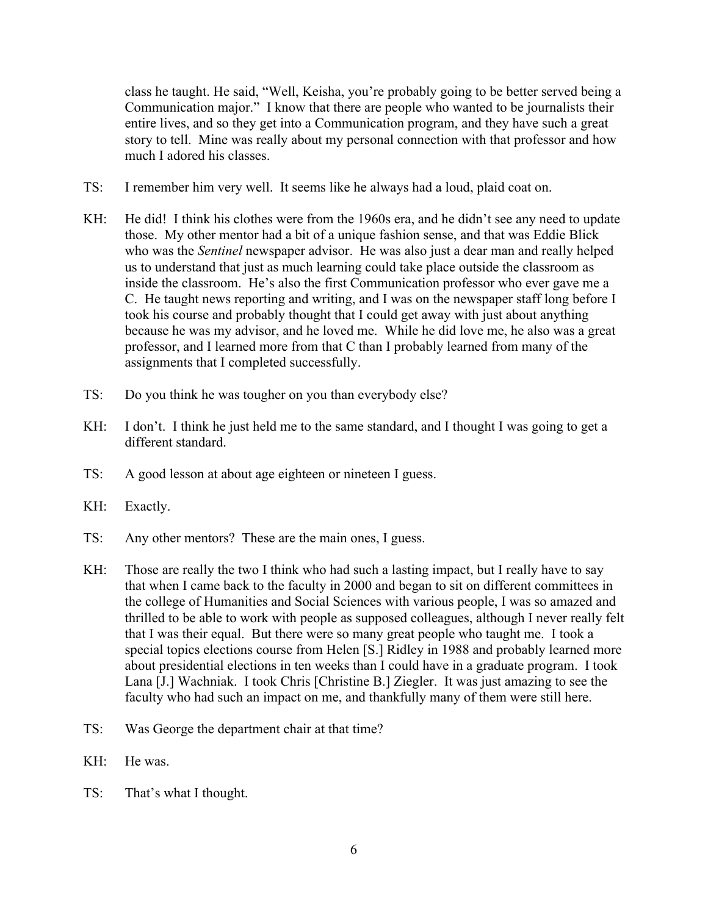class he taught. He said, "Well, Keisha, you're probably going to be better served being a Communication major." I know that there are people who wanted to be journalists their entire lives, and so they get into a Communication program, and they have such a great story to tell. Mine was really about my personal connection with that professor and how much I adored his classes.

TS: I remember him very well. It seems like he always had a loud, plaid coat on.

KH: He did! I think his clothes were from the 1960s era, and he didn't see any need to update those. My other mentor had a bit of a unique fashion sense, and that was Eddie Blick who was the *Sentinel* newspaper advisor. He was also just a dear man and really helped us to understand that just as much learning could take place outside the classroom as inside the classroom. He's also the first Communication professor who ever gave me a C. He taught news reporting and writing, and I was on the newspaper staff long before I took his course and probably thought that I could get away with just about anything because he was my advisor, and he loved me. While he did love me, he also was a great professor, and I learned more from that C than I probably learned from many of the assignments that I completed successfully.

TS: Do you think he was tougher on you than everybody else?

KH: I don't. I think he just held me to the same standard, and I thought I was going to get a different standard.

TS: A good lesson at about age eighteen or nineteen I guess.

KH: Exactly.

TS: Any other mentors? These are the main ones, I guess.

KH: Those are really the two I think who had such a lasting impact, but I really have to say that when I came back to the faculty in 2000 and began to sit on different committees in the college of Humanities and Social Sciences with various people, I was so amazed and thrilled to be able to work with people as supposed colleagues, although I never really felt that I was their equal. But there were so many great people who taught me. I took a special topics elections course from Helen [S.] Ridley in 1988 and probably learned more about presidential elections in ten weeks than I could have in a graduate program. I took Lana [J.] Wachniak. I took Chris [Christine B.] Ziegler. It was just amazing to see the faculty who had such an impact on me, and thankfully many of them were still here.

TS: Was George the department chair at that time?

KH: He was.

TS: That's what I thought.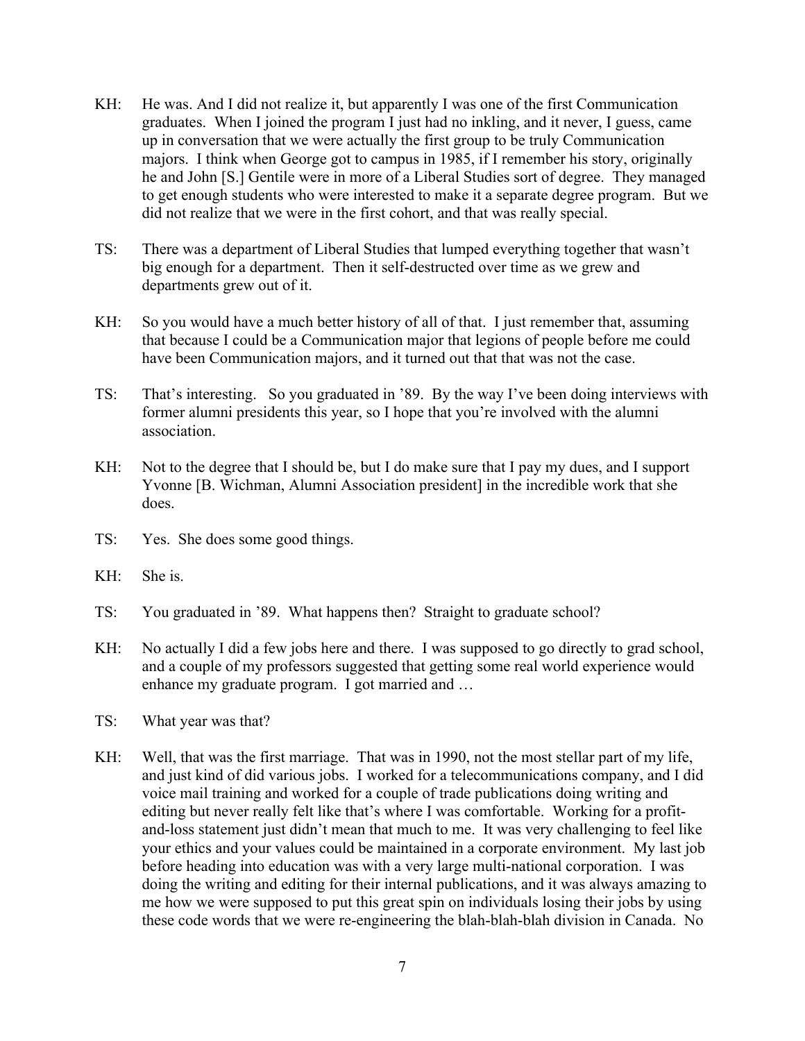KH: He was. And I did not realize it, but apparently I was one of the first Communication graduates. When I joined the program I just had no inkling, and it never, I guess, came up in conversation that we were actually the first group to be truly Communication majors. I think when George got to campus in 1985, if I remember his story, originally he and John [S.] Gentile were in more of a Liberal Studies sort of degree. They managed to get enough students who were interested to make it a separate degree program. But we did not realize that we were in the first cohort, and that was really special.

TS: There was a department of Liberal Studies that lumped everything together that wasn't big enough for a department. Then it self-destructed over time as we grew and departments grew out of it.

KH: So you would have a much better history of all of that. I just remember that, assuming that because I could be a Communication major that legions of people before me could have been Communication majors, and it turned out that that was not the case.

TS: That's interesting. So you graduated in '89. By the way I've been doing interviews with former alumni presidents this year, so I hope that you're involved with the alumni association.

KH: Not to the degree that I should be, but I do make sure that I pay my dues, and I support Yvonne [B. Wichman, Alumni Association president] in the incredible work that she does.

TS: Yes. She does some good things.

KH: She is.

TS: You graduated in '89. What happens then? Straight to graduate school?

KH: No actually I did a few jobs here and there. I was supposed to go directly to grad school, and a couple of my professors suggested that getting some real world experience would enhance my graduate program. I got married and …

TS: What year was that?

KH: Well, that was the first marriage. That was in 1990, not the most stellar part of my life, and just kind of did various jobs. I worked for a telecommunications company, and I did voice mail training and worked for a couple of trade publications doing writing and editing but never really felt like that's where I was comfortable. Working for a profit-and-loss statement just didn't mean that much to me. It was very challenging to feel like your ethics and your values could be maintained in a corporate environment. My last job before heading into education was with a very large multi-national corporation. I was doing the writing and editing for their internal publications, and it was always amazing to me how we were supposed to put this great spin on individuals losing their jobs by using these code words that we were re-engineering the blah-blah-blah division in Canada. No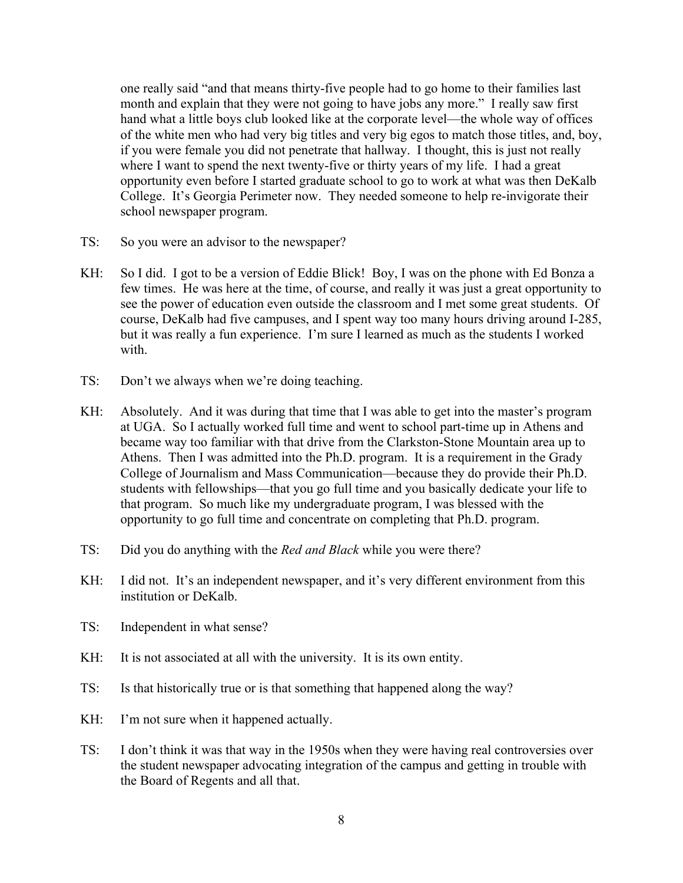one really said "and that means thirty-five people had to go home to their families last month and explain that they were not going to have jobs any more." I really saw first hand what a little boys club looked like at the corporate level—the whole way of offices of the white men who had very big titles and very big egos to match those titles, and, boy, if you were female you did not penetrate that hallway. I thought, this is just not really where I want to spend the next twenty-five or thirty years of my life. I had a great opportunity even before I started graduate school to go to work at what was then DeKalb College. It's Georgia Perimeter now. They needed someone to help re-invigorate their school newspaper program.

TS: So you were an advisor to the newspaper?

KH: So I did. I got to be a version of Eddie Blick! Boy, I was on the phone with Ed Bonza a few times. He was here at the time, of course, and really it was just a great opportunity to see the power of education even outside the classroom and I met some great students. Of course, DeKalb had five campuses, and I spent way too many hours driving around I-285, but it was really a fun experience. I'm sure I learned as much as the students I worked with.

TS: Don't we always when we're doing teaching.

KH: Absolutely. And it was during that time that I was able to get into the master's program at UGA. So I actually worked full time and went to school part-time up in Athens and became way too familiar with that drive from the Clarkston-Stone Mountain area up to Athens. Then I was admitted into the Ph.D. program. It is a requirement in the Grady College of Journalism and Mass Communication—because they do provide their Ph.D. students with fellowships—that you go full time and you basically dedicate your life to that program. So much like my undergraduate program, I was blessed with the opportunity to go full time and concentrate on completing that Ph.D. program.

TS: Did you do anything with the *Red and Black* while you were there?

KH: I did not. It's an independent newspaper, and it's very different environment from this institution or DeKalb.

TS: Independent in what sense?

KH: It is not associated at all with the university. It is its own entity.

TS: Is that historically true or is that something that happened along the way?

KH: I'm not sure when it happened actually.

TS: I don't think it was that way in the 1950s when they were having real controversies over the student newspaper advocating integration of the campus and getting in trouble with the Board of Regents and all that.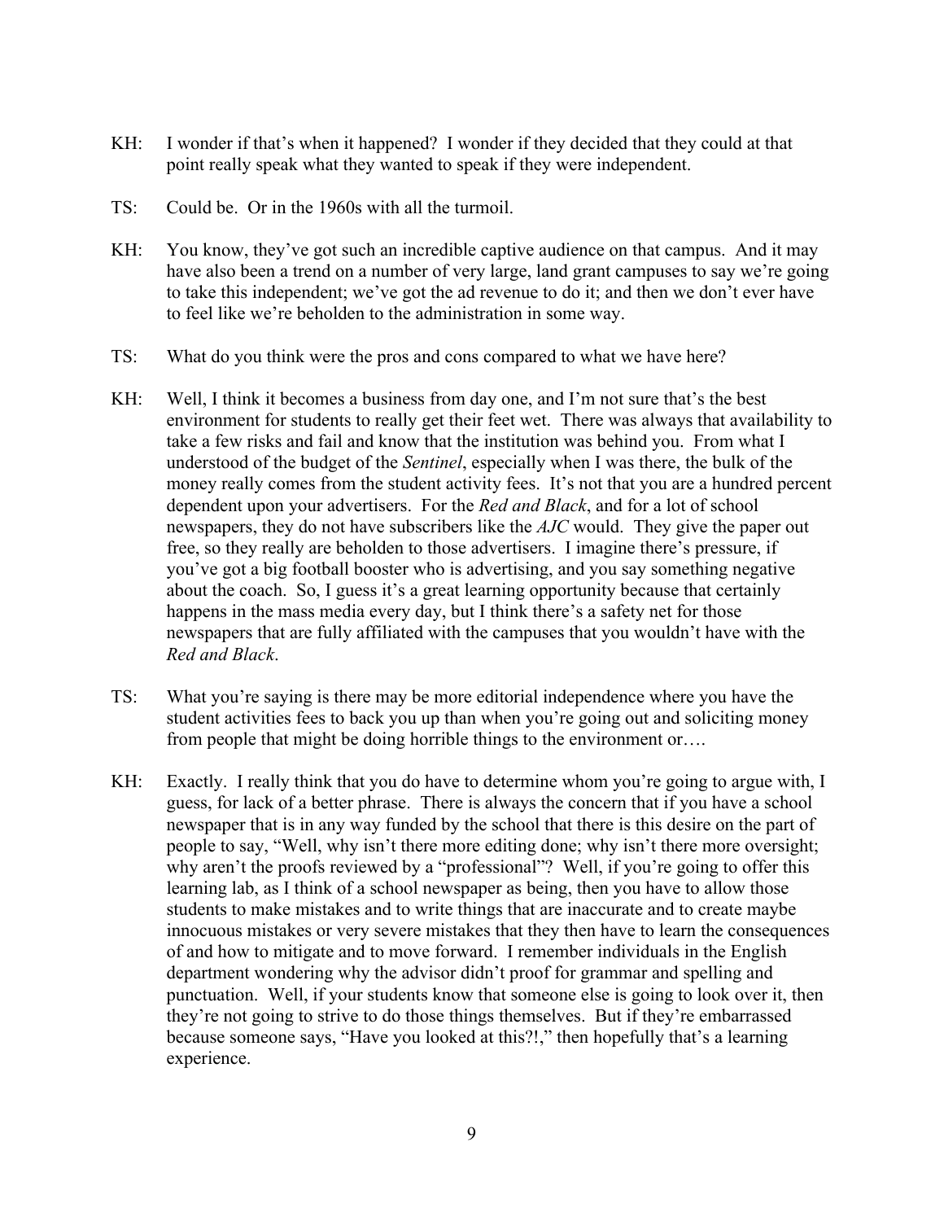KH: I wonder if that's when it happened? I wonder if they decided that they could at that point really speak what they wanted to speak if they were independent.

TS: Could be. Or in the 1960s with all the turmoil.

KH: You know, they've got such an incredible captive audience on that campus. And it may have also been a trend on a number of very large, land grant campuses to say we're going to take this independent; we've got the ad revenue to do it; and then we don't ever have to feel like we're beholden to the administration in some way.

TS: What do you think were the pros and cons compared to what we have here?

KH: Well, I think it becomes a business from day one, and I'm not sure that's the best environment for students to really get their feet wet. There was always that availability to take a few risks and fail and know that the institution was behind you. From what I understood of the budget of the *Sentinel*, especially when I was there, the bulk of the money really comes from the student activity fees. It's not that you are a hundred percent dependent upon your advertisers. For the *Red and Black*, and for a lot of school newspapers, they do not have subscribers like the *AJC* would. They give the paper out free, so they really are beholden to those advertisers. I imagine there's pressure, if you've got a big football booster who is advertising, and you say something negative about the coach. So, I guess it's a great learning opportunity because that certainly happens in the mass media every day, but I think there's a safety net for those newspapers that are fully affiliated with the campuses that you wouldn't have with the *Red and Black*.

TS: What you're saying is there may be more editorial independence where you have the student activities fees to back you up than when you're going out and soliciting money from people that might be doing horrible things to the environment or….

KH: Exactly. I really think that you do have to determine whom you're going to argue with, I guess, for lack of a better phrase. There is always the concern that if you have a school newspaper that is in any way funded by the school that there is this desire on the part of people to say, "Well, why isn't there more editing done; why isn't there more oversight; why aren't the proofs reviewed by a "professional"? Well, if you're going to offer this learning lab, as I think of a school newspaper as being, then you have to allow those students to make mistakes and to write things that are inaccurate and to create maybe innocuous mistakes or very severe mistakes that they then have to learn the consequences of and how to mitigate and to move forward. I remember individuals in the English department wondering why the advisor didn't proof for grammar and spelling and punctuation. Well, if your students know that someone else is going to look over it, then they're not going to strive to do those things themselves. But if they're embarrassed because someone says, "Have you looked at this?!," then hopefully that's a learning experience.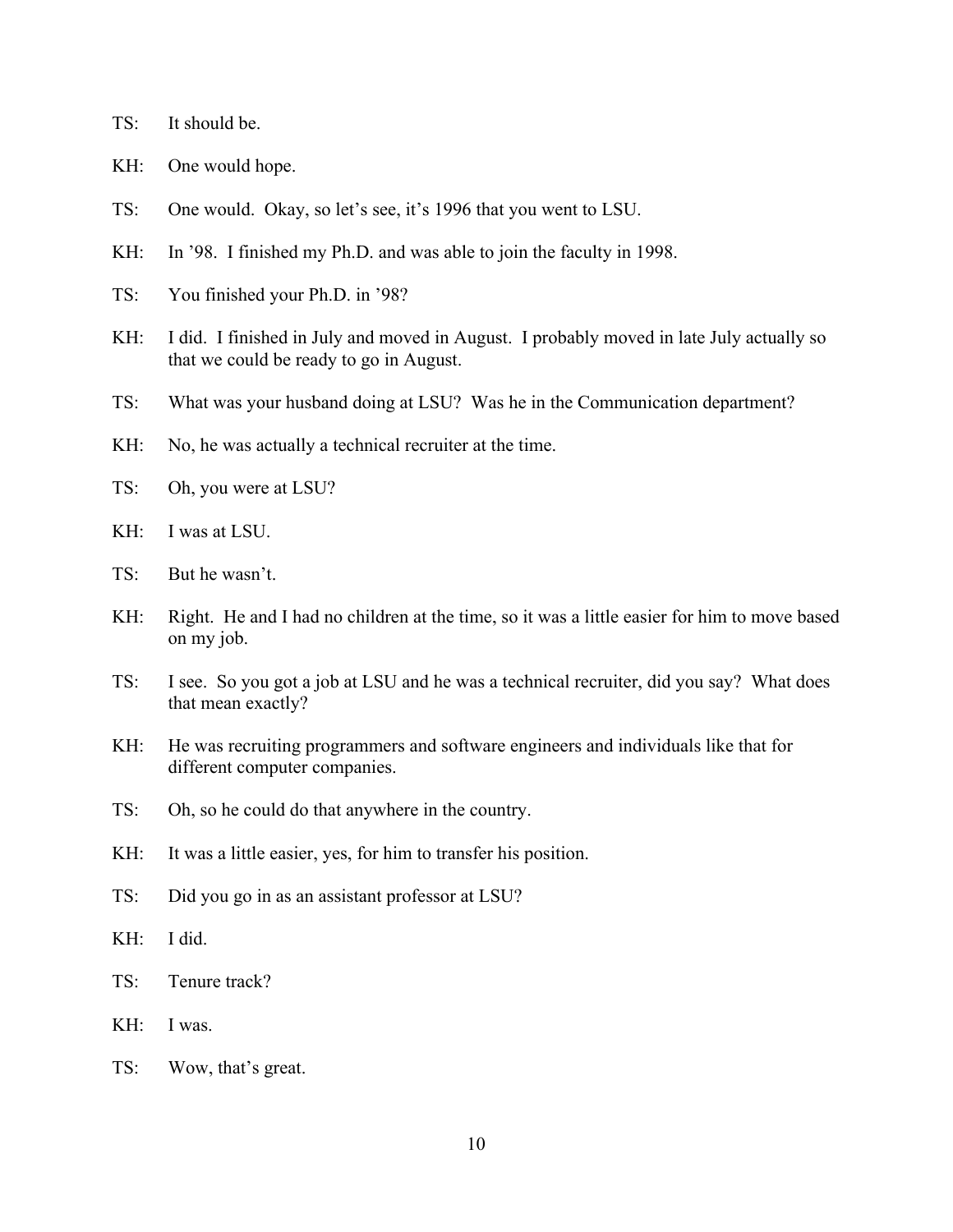TS: It should be.

KH: One would hope.

TS: One would. Okay, so let's see, it's 1996 that you went to LSU.

KH: In '98. I finished my Ph.D. and was able to join the faculty in 1998.

TS: You finished your Ph.D. in '98?

KH: I did. I finished in July and moved in August. I probably moved in late July actually so that we could be ready to go in August.

TS: What was your husband doing at LSU? Was he in the Communication department?

KH: No, he was actually a technical recruiter at the time.

TS: Oh, you were at LSU?

KH: I was at LSU.

TS: But he wasn't.

KH: Right. He and I had no children at the time, so it was a little easier for him to move based on my job.

TS: I see. So you got a job at LSU and he was a technical recruiter, did you say? What does that mean exactly?

KH: He was recruiting programmers and software engineers and individuals like that for different computer companies.

TS: Oh, so he could do that anywhere in the country.

KH: It was a little easier, yes, for him to transfer his position.

TS: Did you go in as an assistant professor at LSU?

KH: I did.

TS: Tenure track?

KH: I was.

TS: Wow, that's great.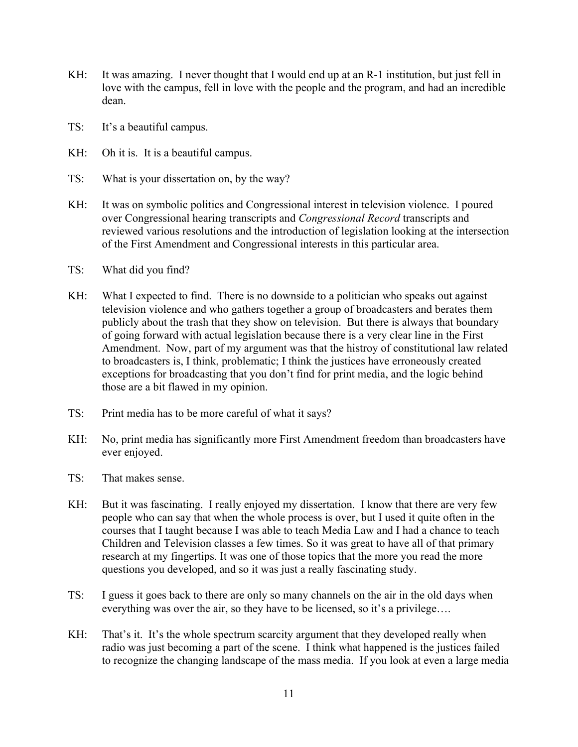KH: It was amazing. I never thought that I would end up at an R-1 institution, but just fell in love with the campus, fell in love with the people and the program, and had an incredible dean.

TS: It's a beautiful campus.

KH: Oh it is. It is a beautiful campus.

TS: What is your dissertation on, by the way?

KH: It was on symbolic politics and Congressional interest in television violence. I poured over Congressional hearing transcripts and *Congressional Record* transcripts and reviewed various resolutions and the introduction of legislation looking at the intersection of the First Amendment and Congressional interests in this particular area.

TS: What did you find?

KH: What I expected to find. There is no downside to a politician who speaks out against television violence and who gathers together a group of broadcasters and berates them publicly about the trash that they show on television. But there is always that boundary of going forward with actual legislation because there is a very clear line in the First Amendment. Now, part of my argument was that the histroy of constitutional law related to broadcasters is, I think, problematic; I think the justices have erroneously created exceptions for broadcasting that you don't find for print media, and the logic behind those are a bit flawed in my opinion.

TS: Print media has to be more careful of what it says?

KH: No, print media has significantly more First Amendment freedom than broadcasters have ever enjoyed.

TS: That makes sense.

KH: But it was fascinating. I really enjoyed my dissertation. I know that there are very few people who can say that when the whole process is over, but I used it quite often in the courses that I taught because I was able to teach Media Law and I had a chance to teach Children and Television classes a few times. So it was great to have all of that primary research at my fingertips. It was one of those topics that the more you read the more questions you developed, and so it was just a really fascinating study.

TS: I guess it goes back to there are only so many channels on the air in the old days when everything was over the air, so they have to be licensed, so it's a privilege….

KH: That's it. It's the whole spectrum scarcity argument that they developed really when radio was just becoming a part of the scene. I think what happened is the justices failed to recognize the changing landscape of the mass media. If you look at even a large media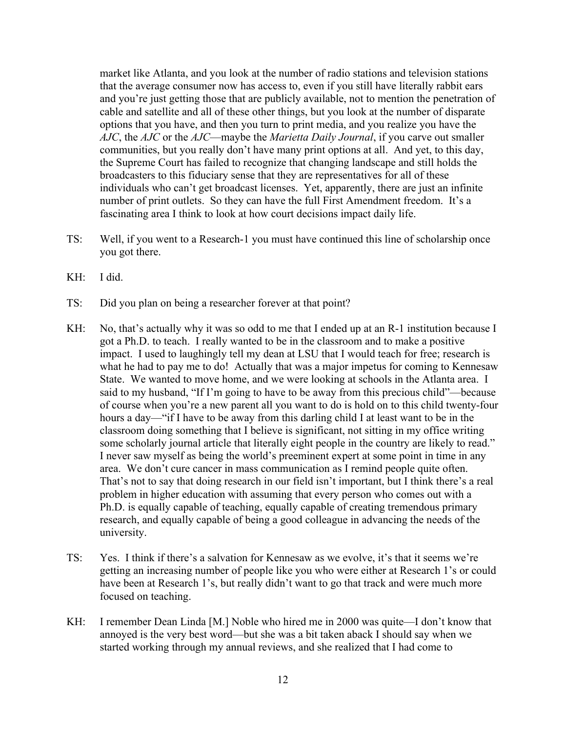market like Atlanta, and you look at the number of radio stations and television stations that the average consumer now has access to, even if you still have literally rabbit ears and you're just getting those that are publicly available, not to mention the penetration of cable and satellite and all of these other things, but you look at the number of disparate options that you have, and then you turn to print media, and you realize you have the *AJC*, the *AJC* or the *AJC*—maybe the *Marietta Daily Journal*, if you carve out smaller communities, but you really don't have many print options at all. And yet, to this day, the Supreme Court has failed to recognize that changing landscape and still holds the broadcasters to this fiduciary sense that they are representatives for all of these individuals who can't get broadcast licenses. Yet, apparently, there are just an infinite number of print outlets. So they can have the full First Amendment freedom. It's a fascinating area I think to look at how court decisions impact daily life.

TS: Well, if you went to a Research-1 you must have continued this line of scholarship once you got there.

KH: I did.

TS: Did you plan on being a researcher forever at that point?

KH: No, that's actually why it was so odd to me that I ended up at an R-1 institution because I got a Ph.D. to teach. I really wanted to be in the classroom and to make a positive impact. I used to laughingly tell my dean at LSU that I would teach for free; research is what he had to pay me to do! Actually that was a major impetus for coming to Kennesaw State. We wanted to move home, and we were looking at schools in the Atlanta area. I said to my husband, "If I'm going to have to be away from this precious child"—because of course when you're a new parent all you want to do is hold on to this child twenty-four hours a day—"if I have to be away from this darling child I at least want to be in the classroom doing something that I believe is significant, not sitting in my office writing some scholarly journal article that literally eight people in the country are likely to read." I never saw myself as being the world's preeminent expert at some point in time in any area. We don't cure cancer in mass communication as I remind people quite often. That's not to say that doing research in our field isn't important, but I think there's a real problem in higher education with assuming that every person who comes out with a Ph.D. is equally capable of teaching, equally capable of creating tremendous primary research, and equally capable of being a good colleague in advancing the needs of the university.

TS: Yes. I think if there's a salvation for Kennesaw as we evolve, it's that it seems we're getting an increasing number of people like you who were either at Research 1's or could have been at Research 1's, but really didn't want to go that track and were much more focused on teaching.

KH: I remember Dean Linda [M.] Noble who hired me in 2000 was quite—I don't know that annoyed is the very best word—but she was a bit taken aback I should say when we started working through my annual reviews, and she realized that I had come to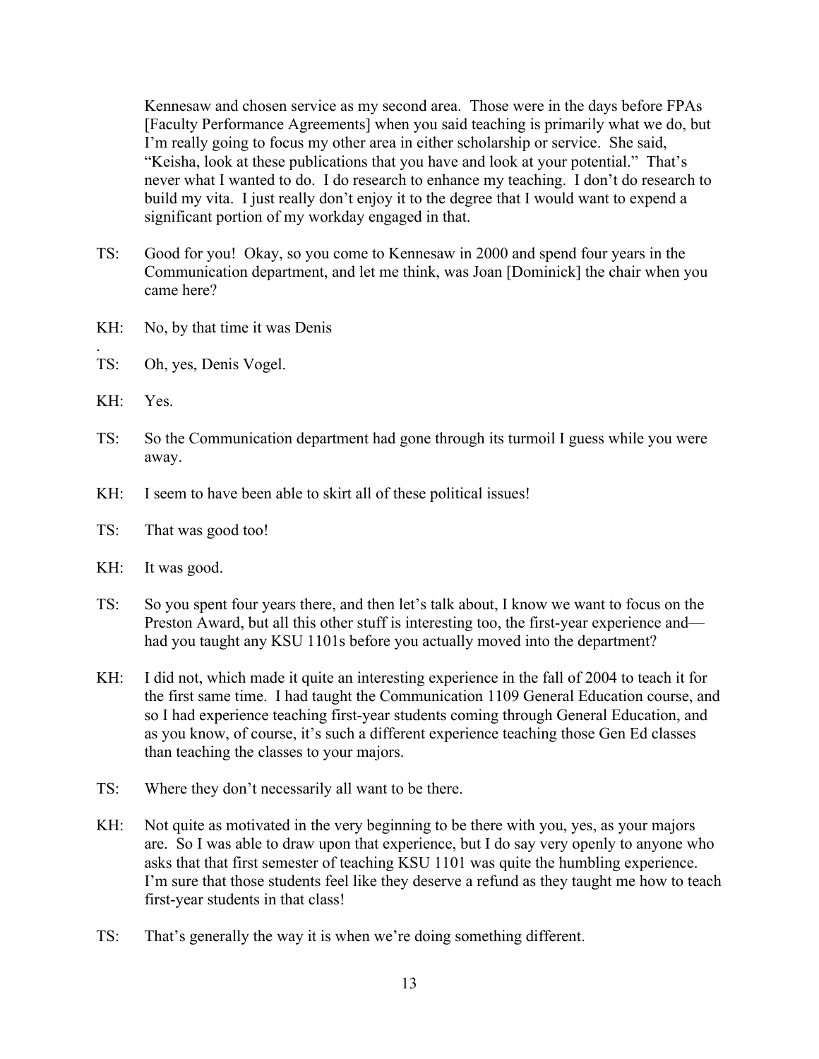Kennesaw and chosen service as my second area. Those were in the days before FPAs [Faculty Performance Agreements] when you said teaching is primarily what we do, but I'm really going to focus my other area in either scholarship or service. She said, "Keisha, look at these publications that you have and look at your potential." That's never what I wanted to do. I do research to enhance my teaching. I don't do research to build my vita. I just really don't enjoy it to the degree that I would want to expend a significant portion of my workday engaged in that.

TS: Good for you! Okay, so you come to Kennesaw in 2000 and spend four years in the Communication department, and let me think, was Joan [Dominick] the chair when you came here?

KH: No, by that time it was Denis.

TS: Oh, yes, Denis Vogel.

KH: Yes.

TS: So the Communication department had gone through its turmoil I guess while you were away.

KH: I seem to have been able to skirt all of these political issues!

TS: That was good too!

KH: It was good.

TS: So you spent four years there, and then let's talk about, I know we want to focus on the Preston Award, but all this other stuff is interesting too, the first-year experience and—had you taught any KSU 1101s before you actually moved into the department?

KH: I did not, which made it quite an interesting experience in the fall of 2004 to teach it for the first same time. I had taught the Communication 1109 General Education course, and so I had experience teaching first-year students coming through General Education, and as you know, of course, it's such a different experience teaching those Gen Ed classes than teaching the classes to your majors.

TS: Where they don't necessarily all want to be there.

KH: Not quite as motivated in the very beginning to be there with you, yes, as your majors are. So I was able to draw upon that experience, but I do say very openly to anyone who asks that that first semester of teaching KSU 1101 was quite the humbling experience. I'm sure that those students feel like they deserve a refund as they taught me how to teach first-year students in that class!

TS: That's generally the way it is when we're doing something different.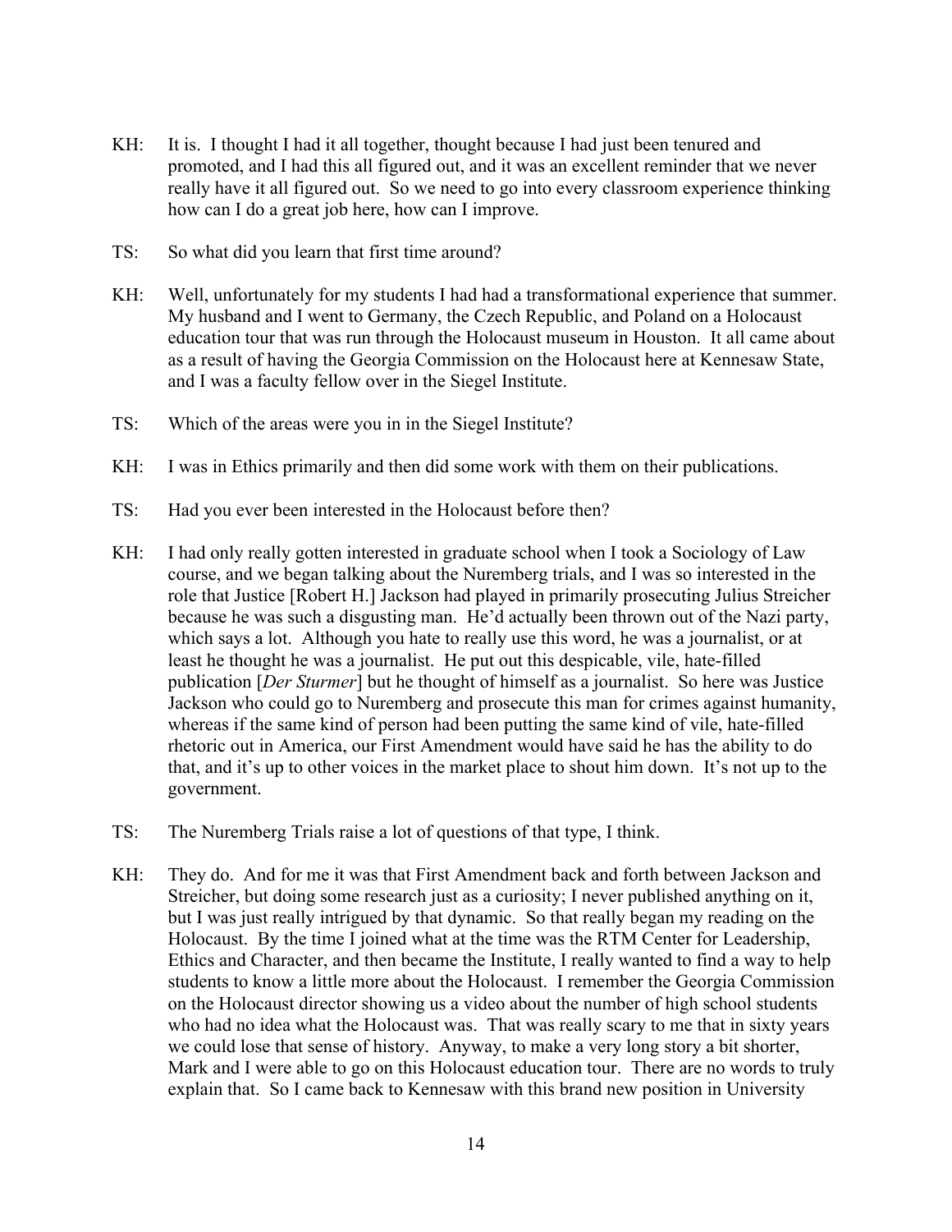KH: It is. I thought I had it all together, thought because I had just been tenured and promoted, and I had this all figured out, and it was an excellent reminder that we never really have it all figured out. So we need to go into every classroom experience thinking how can I do a great job here, how can I improve.

TS: So what did you learn that first time around?

KH: Well, unfortunately for my students I had had a transformational experience that summer. My husband and I went to Germany, the Czech Republic, and Poland on a Holocaust education tour that was run through the Holocaust museum in Houston. It all came about as a result of having the Georgia Commission on the Holocaust here at Kennesaw State, and I was a faculty fellow over in the Siegel Institute.

TS: Which of the areas were you in in the Siegel Institute?

KH: I was in Ethics primarily and then did some work with them on their publications.

TS: Had you ever been interested in the Holocaust before then?

KH: I had only really gotten interested in graduate school when I took a Sociology of Law course, and we began talking about the Nuremberg trials, and I was so interested in the role that Justice [Robert H.] Jackson had played in primarily prosecuting Julius Streicher because he was such a disgusting man. He'd actually been thrown out of the Nazi party, which says a lot. Although you hate to really use this word, he was a journalist, or at least he thought he was a journalist. He put out this despicable, vile, hate-filled publication [*Der Sturmer*] but he thought of himself as a journalist. So here was Justice Jackson who could go to Nuremberg and prosecute this man for crimes against humanity, whereas if the same kind of person had been putting the same kind of vile, hate-filled rhetoric out in America, our First Amendment would have said he has the ability to do that, and it's up to other voices in the market place to shout him down. It's not up to the government.

TS: The Nuremberg Trials raise a lot of questions of that type, I think.

KH: They do. And for me it was that First Amendment back and forth between Jackson and Streicher, but doing some research just as a curiosity; I never published anything on it, but I was just really intrigued by that dynamic. So that really began my reading on the Holocaust. By the time I joined what at the time was the RTM Center for Leadership, Ethics and Character, and then became the Institute, I really wanted to find a way to help students to know a little more about the Holocaust. I remember the Georgia Commission on the Holocaust director showing us a video about the number of high school students who had no idea what the Holocaust was. That was really scary to me that in sixty years we could lose that sense of history. Anyway, to make a very long story a bit shorter, Mark and I were able to go on this Holocaust education tour. There are no words to truly explain that. So I came back to Kennesaw with this brand new position in University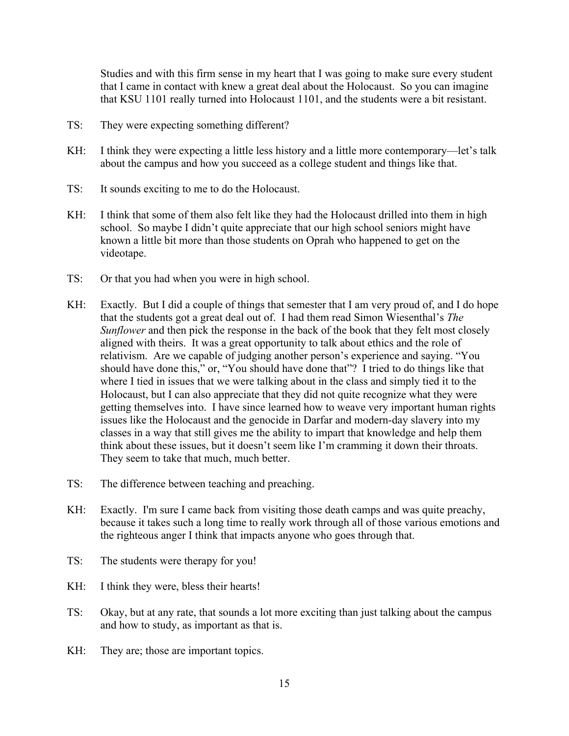Studies and with this firm sense in my heart that I was going to make sure every student that I came in contact with knew a great deal about the Holocaust. So you can imagine that KSU 1101 really turned into Holocaust 1101, and the students were a bit resistant.

TS: They were expecting something different?

KH: I think they were expecting a little less history and a little more contemporary—let's talk about the campus and how you succeed as a college student and things like that.

TS: It sounds exciting to me to do the Holocaust.

KH: I think that some of them also felt like they had the Holocaust drilled into them in high school. So maybe I didn't quite appreciate that our high school seniors might have known a little bit more than those students on Oprah who happened to get on the videotape.

TS: Or that you had when you were in high school.

KH: Exactly. But I did a couple of things that semester that I am very proud of, and I do hope that the students got a great deal out of. I had them read Simon Wiesenthal's *The Sunflower* and then pick the response in the back of the book that they felt most closely aligned with theirs. It was a great opportunity to talk about ethics and the role of relativism. Are we capable of judging another person's experience and saying. "You should have done this," or, "You should have done that"? I tried to do things like that where I tied in issues that we were talking about in the class and simply tied it to the Holocaust, but I can also appreciate that they did not quite recognize what they were getting themselves into. I have since learned how to weave very important human rights issues like the Holocaust and the genocide in Darfar and modern-day slavery into my classes in a way that still gives me the ability to impart that knowledge and help them think about these issues, but it doesn't seem like I'm cramming it down their throats. They seem to take that much, much better.

TS: The difference between teaching and preaching.

KH: Exactly. I'm sure I came back from visiting those death camps and was quite preachy, because it takes such a long time to really work through all of those various emotions and the righteous anger I think that impacts anyone who goes through that.

TS: The students were therapy for you!

KH: I think they were, bless their hearts!

TS: Okay, but at any rate, that sounds a lot more exciting than just talking about the campus and how to study, as important as that is.

KH: They are; those are important topics.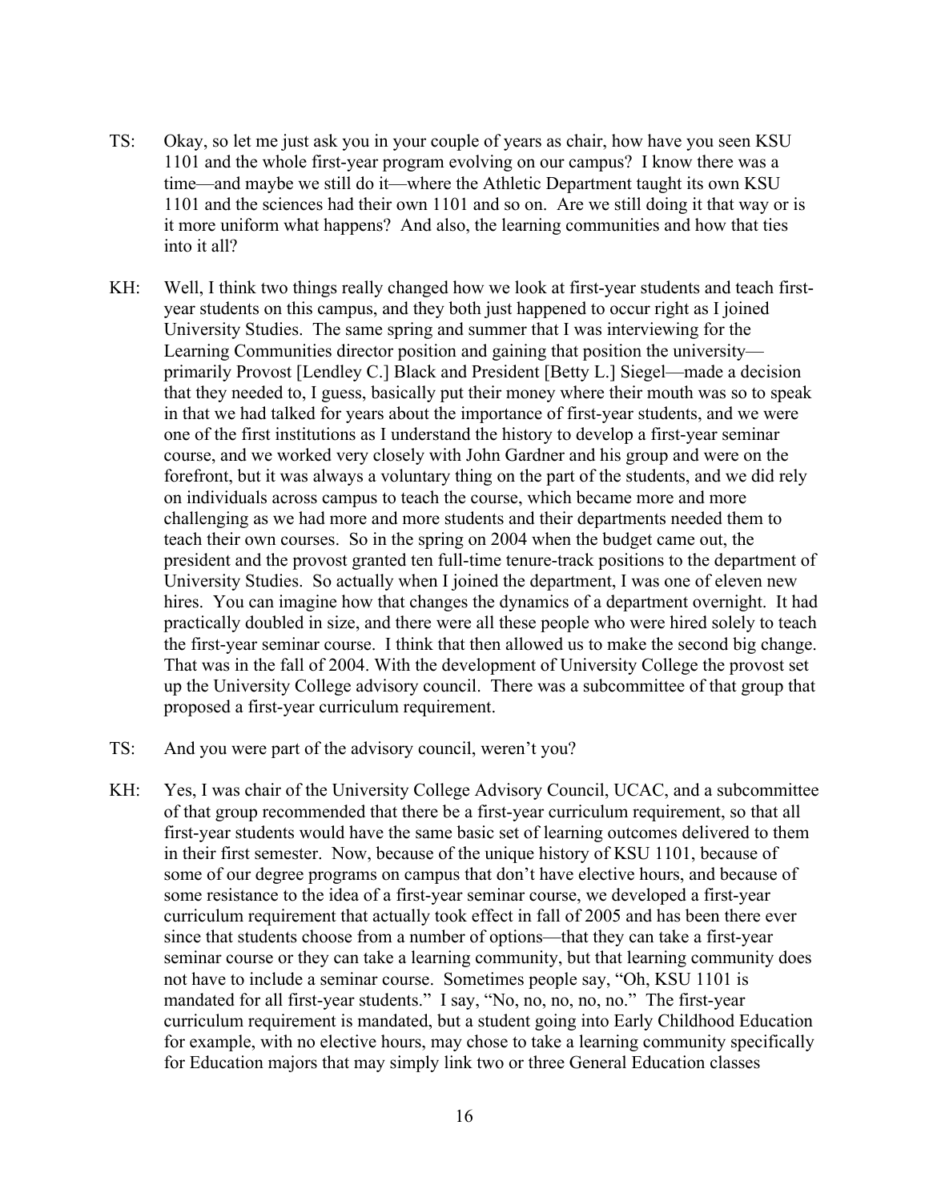TS: Okay, so let me just ask you in your couple of years as chair, how have you seen KSU 1101 and the whole first-year program evolving on our campus? I know there was a time—and maybe we still do it—where the Athletic Department taught its own KSU 1101 and the sciences had their own 1101 and so on. Are we still doing it that way or is it more uniform what happens? And also, the learning communities and how that ties into it all?

KH: Well, I think two things really changed how we look at first-year students and teach first-year students on this campus, and they both just happened to occur right as I joined University Studies. The same spring and summer that I was interviewing for the Learning Communities director position and gaining that position the university—primarily Provost [Lendley C.] Black and President [Betty L.] Siegel—made a decision that they needed to, I guess, basically put their money where their mouth was so to speak in that we had talked for years about the importance of first-year students, and we were one of the first institutions as I understand the history to develop a first-year seminar course, and we worked very closely with John Gardner and his group and were on the forefront, but it was always a voluntary thing on the part of the students, and we did rely on individuals across campus to teach the course, which became more and more challenging as we had more and more students and their departments needed them to teach their own courses. So in the spring on 2004 when the budget came out, the president and the provost granted ten full-time tenure-track positions to the department of University Studies. So actually when I joined the department, I was one of eleven new hires. You can imagine how that changes the dynamics of a department overnight. It had practically doubled in size, and there were all these people who were hired solely to teach the first-year seminar course. I think that then allowed us to make the second big change. That was in the fall of 2004. With the development of University College the provost set up the University College advisory council. There was a subcommittee of that group that proposed a first-year curriculum requirement.

TS: And you were part of the advisory council, weren't you?

KH: Yes, I was chair of the University College Advisory Council, UCAC, and a subcommittee of that group recommended that there be a first-year curriculum requirement, so that all first-year students would have the same basic set of learning outcomes delivered to them in their first semester. Now, because of the unique history of KSU 1101, because of some of our degree programs on campus that don't have elective hours, and because of some resistance to the idea of a first-year seminar course, we developed a first-year curriculum requirement that actually took effect in fall of 2005 and has been there ever since that students choose from a number of options—that they can take a first-year seminar course or they can take a learning community, but that learning community does not have to include a seminar course. Sometimes people say, "Oh, KSU 1101 is mandated for all first-year students." I say, "No, no, no, no, no." The first-year curriculum requirement is mandated, but a student going into Early Childhood Education for example, with no elective hours, may chose to take a learning community specifically for Education majors that may simply link two or three General Education classes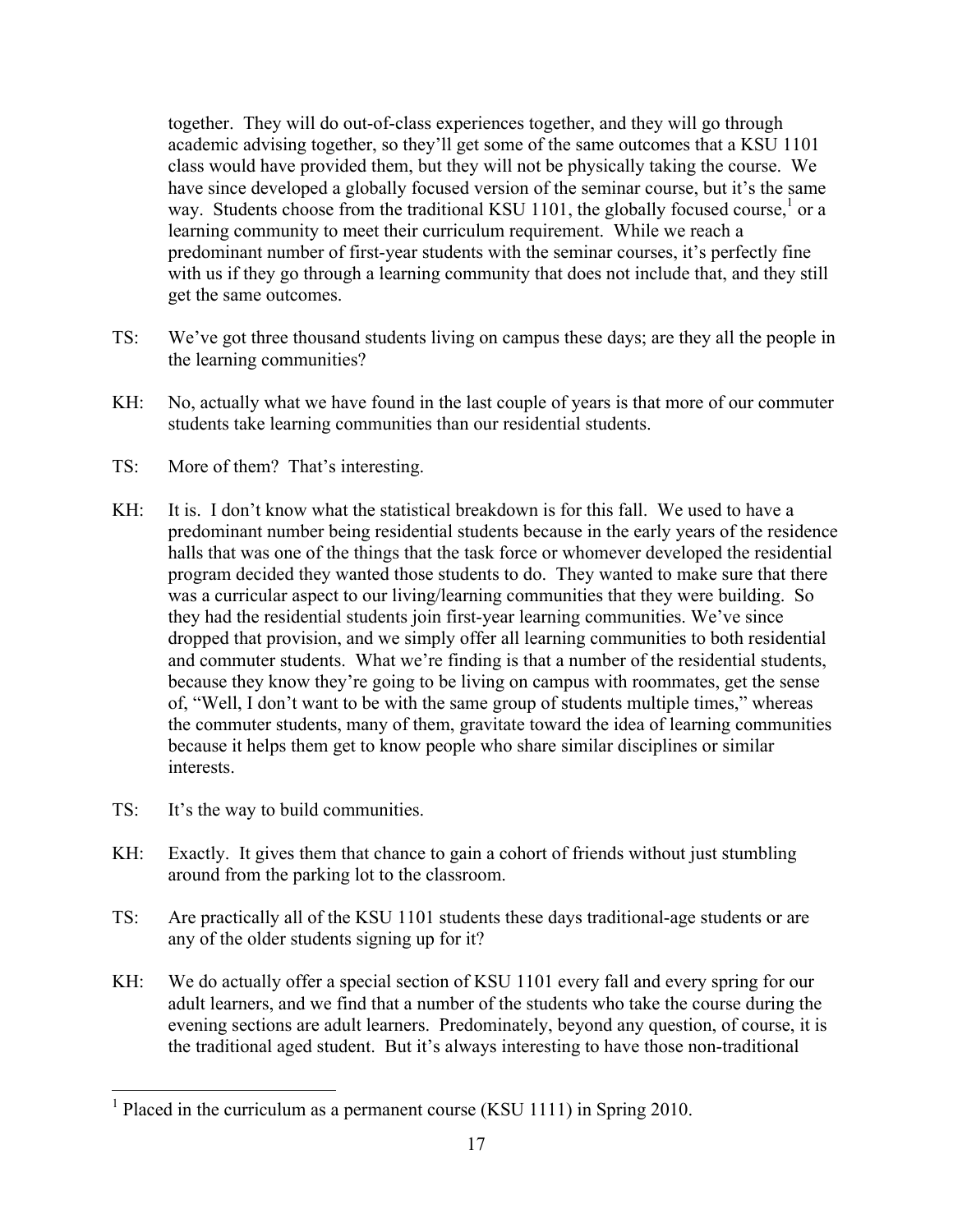together. They will do out-of-class experiences together, and they will go through academic advising together, so they'll get some of the same outcomes that a KSU 1101 class would have provided them, but they will not be physically taking the course. We have since developed a globally focused version of the seminar course, but it's the same way. Students choose from the traditional KSU 1101, the globally focused course,[1] or a learning community to meet their curriculum requirement. While we reach a predominant number of first-year students with the seminar courses, it's perfectly fine with us if they go through a learning community that does not include that, and they still get the same outcomes.

TS: We've got three thousand students living on campus these days; are they all the people in the learning communities?

KH: No, actually what we have found in the last couple of years is that more of our commuter students take learning communities than our residential students.

TS: More of them? That's interesting.

KH: It is. I don't know what the statistical breakdown is for this fall. We used to have a predominant number being residential students because in the early years of the residence halls that was one of the things that the task force or whomever developed the residential program decided they wanted those students to do. They wanted to make sure that there was a curricular aspect to our living/learning communities that they were building. So they had the residential students join first-year learning communities. We've since dropped that provision, and we simply offer all learning communities to both residential and commuter students. What we're finding is that a number of the residential students, because they know they're going to be living on campus with roommates, get the sense of, "Well, I don't want to be with the same group of students multiple times," whereas the commuter students, many of them, gravitate toward the idea of learning communities because it helps them get to know people who share similar disciplines or similar interests.

TS: It's the way to build communities.

KH: Exactly. It gives them that chance to gain a cohort of friends without just stumbling around from the parking lot to the classroom.

TS: Are practically all of the KSU 1101 students these days traditional-age students or are any of the older students signing up for it?

KH: We do actually offer a special section of KSU 1101 every fall and every spring for our adult learners, and we find that a number of the students who take the course during the evening sections are adult learners. Predominately, beyond any question, of course, it is the traditional aged student. But it's always interesting to have those non-traditional

[1] Placed in the curriculum as a permanent course (KSU 1111) in Spring 2010.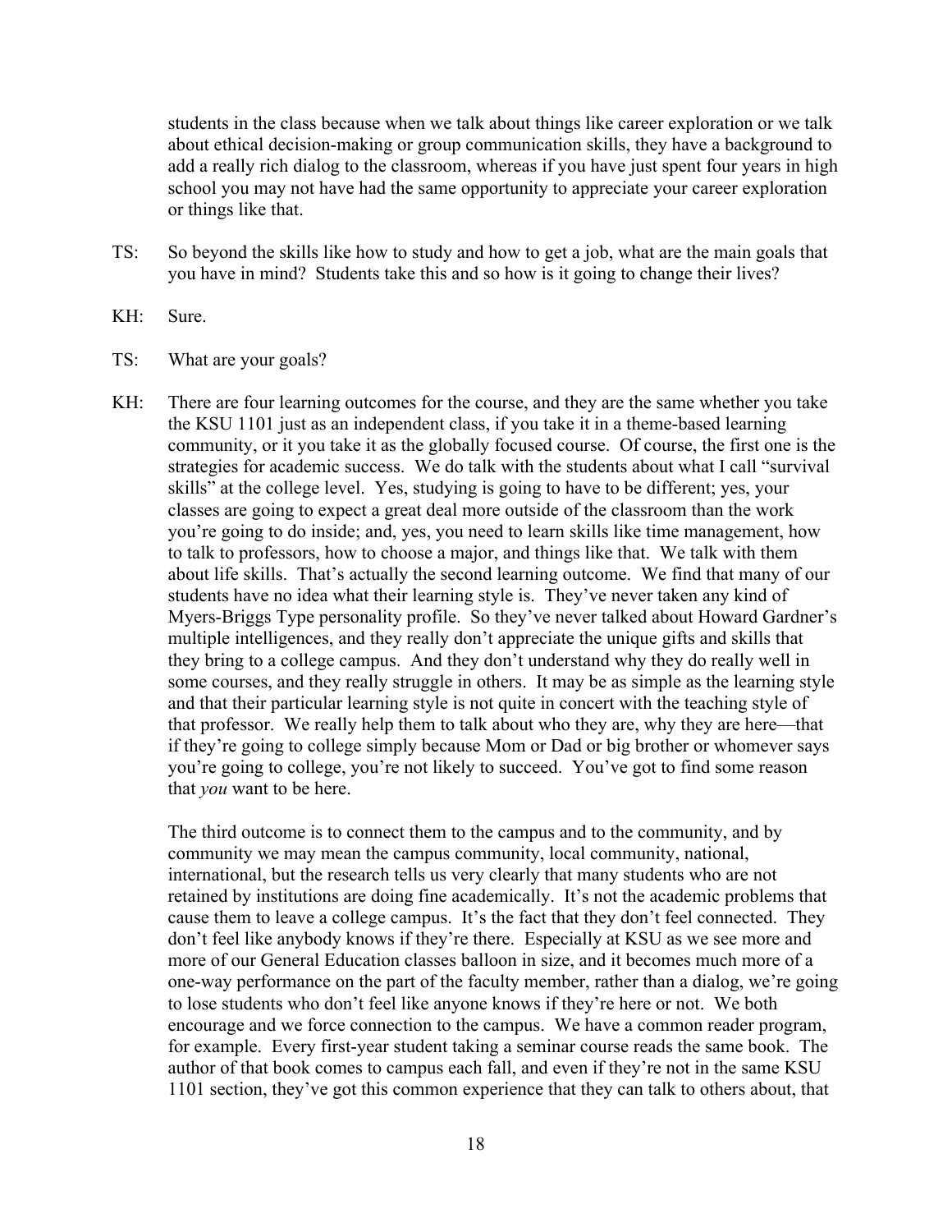students in the class because when we talk about things like career exploration or we talk about ethical decision-making or group communication skills, they have a background to add a really rich dialog to the classroom, whereas if you have just spent four years in high school you may not have had the same opportunity to appreciate your career exploration or things like that.

TS: So beyond the skills like how to study and how to get a job, what are the main goals that you have in mind? Students take this and so how is it going to change their lives?

KH: Sure.

TS: What are your goals?

KH: There are four learning outcomes for the course, and they are the same whether you take the KSU 1101 just as an independent class, if you take it in a theme-based learning community, or it you take it as the globally focused course. Of course, the first one is the strategies for academic success. We do talk with the students about what I call "survival skills" at the college level. Yes, studying is going to have to be different; yes, your classes are going to expect a great deal more outside of the classroom than the work you're going to do inside; and, yes, you need to learn skills like time management, how to talk to professors, how to choose a major, and things like that. We talk with them about life skills. That's actually the second learning outcome. We find that many of our students have no idea what their learning style is. They've never taken any kind of Myers-Briggs Type personality profile. So they've never talked about Howard Gardner's multiple intelligences, and they really don't appreciate the unique gifts and skills that they bring to a college campus. And they don't understand why they do really well in some courses, and they really struggle in others. It may be as simple as the learning style and that their particular learning style is not quite in concert with the teaching style of that professor. We really help them to talk about who they are, why they are here—that if they're going to college simply because Mom or Dad or big brother or whomever says you're going to college, you're not likely to succeed. You've got to find some reason that *you* want to be here.

The third outcome is to connect them to the campus and to the community, and by community we may mean the campus community, local community, national, international, but the research tells us very clearly that many students who are not retained by institutions are doing fine academically. It's not the academic problems that cause them to leave a college campus. It's the fact that they don't feel connected. They don't feel like anybody knows if they're there. Especially at KSU as we see more and more of our General Education classes balloon in size, and it becomes much more of a one-way performance on the part of the faculty member, rather than a dialog, we're going to lose students who don't feel like anyone knows if they're here or not. We both encourage and we force connection to the campus. We have a common reader program, for example. Every first-year student taking a seminar course reads the same book. The author of that book comes to campus each fall, and even if they're not in the same KSU 1101 section, they've got this common experience that they can talk to others about, that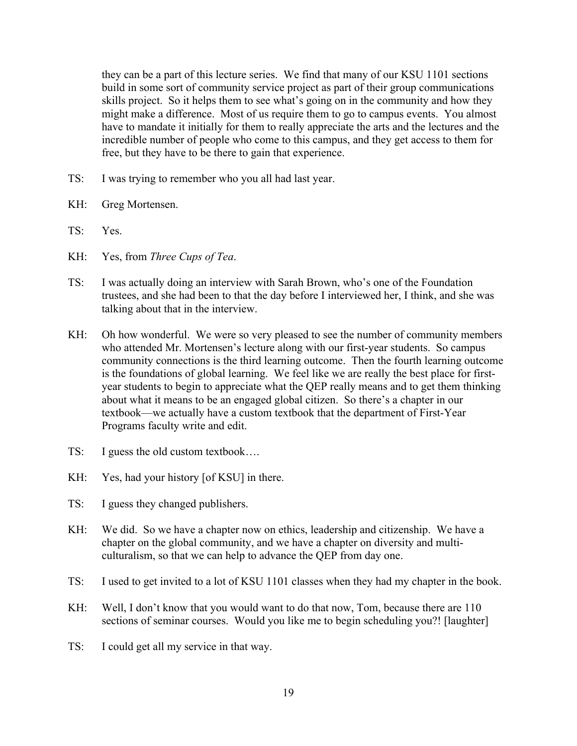they can be a part of this lecture series. We find that many of our KSU 1101 sections build in some sort of community service project as part of their group communications skills project. So it helps them to see what's going on in the community and how they might make a difference. Most of us require them to go to campus events. You almost have to mandate it initially for them to really appreciate the arts and the lectures and the incredible number of people who come to this campus, and they get access to them for free, but they have to be there to gain that experience.

TS: I was trying to remember who you all had last year.

KH: Greg Mortensen.

TS: Yes.

KH: Yes, from *Three Cups of Tea*.

TS: I was actually doing an interview with Sarah Brown, who's one of the Foundation trustees, and she had been to that the day before I interviewed her, I think, and she was talking about that in the interview.

KH: Oh how wonderful. We were so very pleased to see the number of community members who attended Mr. Mortensen's lecture along with our first-year students. So campus community connections is the third learning outcome. Then the fourth learning outcome is the foundations of global learning. We feel like we are really the best place for first-year students to begin to appreciate what the QEP really means and to get them thinking about what it means to be an engaged global citizen. So there's a chapter in our textbook—we actually have a custom textbook that the department of First-Year Programs faculty write and edit.

TS: I guess the old custom textbook….

KH: Yes, had your history [of KSU] in there.

TS: I guess they changed publishers.

KH: We did. So we have a chapter now on ethics, leadership and citizenship. We have a chapter on the global community, and we have a chapter on diversity and multi-culturalism, so that we can help to advance the QEP from day one.

TS: I used to get invited to a lot of KSU 1101 classes when they had my chapter in the book.

KH: Well, I don't know that you would want to do that now, Tom, because there are 110 sections of seminar courses. Would you like me to begin scheduling you?! [laughter]

TS: I could get all my service in that way.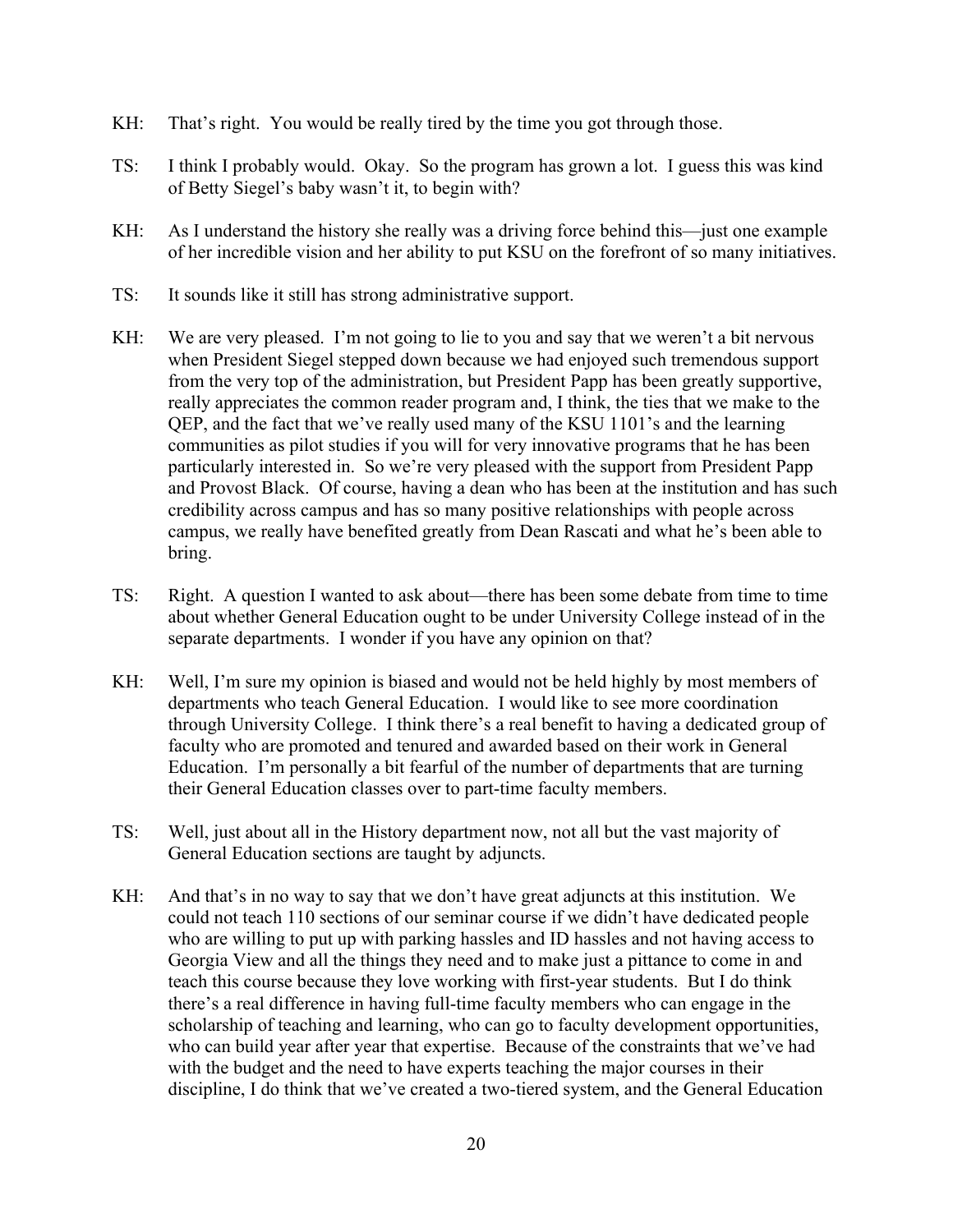KH: That's right. You would be really tired by the time you got through those.

TS: I think I probably would. Okay. So the program has grown a lot. I guess this was kind of Betty Siegel's baby wasn't it, to begin with?

KH: As I understand the history she really was a driving force behind this—just one example of her incredible vision and her ability to put KSU on the forefront of so many initiatives.

TS: It sounds like it still has strong administrative support.

KH: We are very pleased. I'm not going to lie to you and say that we weren't a bit nervous when President Siegel stepped down because we had enjoyed such tremendous support from the very top of the administration, but President Papp has been greatly supportive, really appreciates the common reader program and, I think, the ties that we make to the QEP, and the fact that we've really used many of the KSU 1101's and the learning communities as pilot studies if you will for very innovative programs that he has been particularly interested in. So we're very pleased with the support from President Papp and Provost Black. Of course, having a dean who has been at the institution and has such credibility across campus and has so many positive relationships with people across campus, we really have benefited greatly from Dean Rascati and what he's been able to bring.

TS: Right. A question I wanted to ask about—there has been some debate from time to time about whether General Education ought to be under University College instead of in the separate departments. I wonder if you have any opinion on that?

KH: Well, I'm sure my opinion is biased and would not be held highly by most members of departments who teach General Education. I would like to see more coordination through University College. I think there's a real benefit to having a dedicated group of faculty who are promoted and tenured and awarded based on their work in General Education. I'm personally a bit fearful of the number of departments that are turning their General Education classes over to part-time faculty members.

TS: Well, just about all in the History department now, not all but the vast majority of General Education sections are taught by adjuncts.

KH: And that's in no way to say that we don't have great adjuncts at this institution. We could not teach 110 sections of our seminar course if we didn't have dedicated people who are willing to put up with parking hassles and ID hassles and not having access to Georgia View and all the things they need and to make just a pittance to come in and teach this course because they love working with first-year students. But I do think there's a real difference in having full-time faculty members who can engage in the scholarship of teaching and learning, who can go to faculty development opportunities, who can build year after year that expertise. Because of the constraints that we've had with the budget and the need to have experts teaching the major courses in their discipline, I do think that we've created a two-tiered system, and the General Education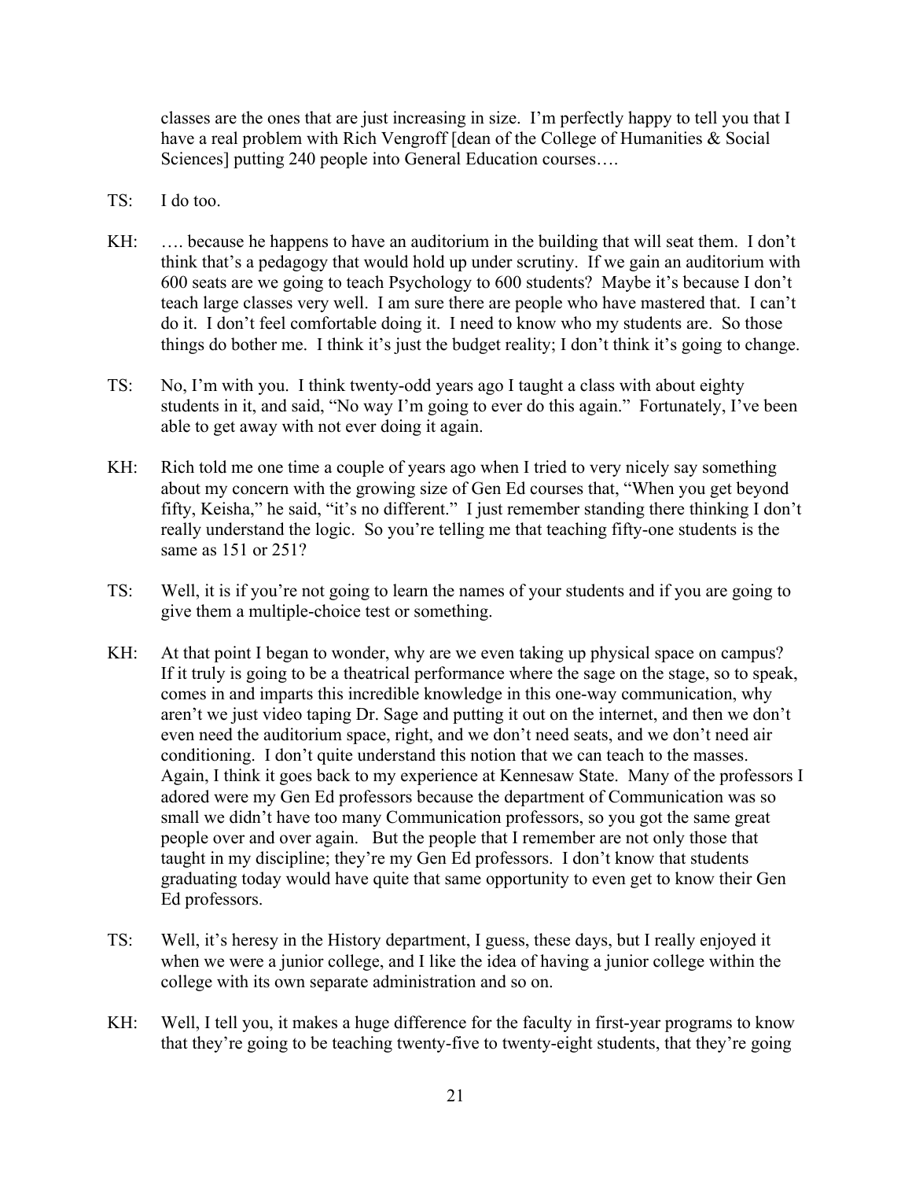classes are the ones that are just increasing in size. I'm perfectly happy to tell you that I have a real problem with Rich Vengroff [dean of the College of Humanities & Social Sciences] putting 240 people into General Education courses….

TS: I do too.

KH: …. because he happens to have an auditorium in the building that will seat them. I don't think that's a pedagogy that would hold up under scrutiny. If we gain an auditorium with 600 seats are we going to teach Psychology to 600 students? Maybe it's because I don't teach large classes very well. I am sure there are people who have mastered that. I can't do it. I don't feel comfortable doing it. I need to know who my students are. So those things do bother me. I think it's just the budget reality; I don't think it's going to change.

TS: No, I'm with you. I think twenty-odd years ago I taught a class with about eighty students in it, and said, "No way I'm going to ever do this again." Fortunately, I've been able to get away with not ever doing it again.

KH: Rich told me one time a couple of years ago when I tried to very nicely say something about my concern with the growing size of Gen Ed courses that, "When you get beyond fifty, Keisha," he said, "it's no different." I just remember standing there thinking I don't really understand the logic. So you're telling me that teaching fifty-one students is the same as 151 or 251?

TS: Well, it is if you're not going to learn the names of your students and if you are going to give them a multiple-choice test or something.

KH: At that point I began to wonder, why are we even taking up physical space on campus? If it truly is going to be a theatrical performance where the sage on the stage, so to speak, comes in and imparts this incredible knowledge in this one-way communication, why aren't we just video taping Dr. Sage and putting it out on the internet, and then we don't even need the auditorium space, right, and we don't need seats, and we don't need air conditioning. I don't quite understand this notion that we can teach to the masses. Again, I think it goes back to my experience at Kennesaw State. Many of the professors I adored were my Gen Ed professors because the department of Communication was so small we didn't have too many Communication professors, so you got the same great people over and over again. But the people that I remember are not only those that taught in my discipline; they're my Gen Ed professors. I don't know that students graduating today would have quite that same opportunity to even get to know their Gen Ed professors.

TS: Well, it's heresy in the History department, I guess, these days, but I really enjoyed it when we were a junior college, and I like the idea of having a junior college within the college with its own separate administration and so on.

KH: Well, I tell you, it makes a huge difference for the faculty in first-year programs to know that they're going to be teaching twenty-five to twenty-eight students, that they're going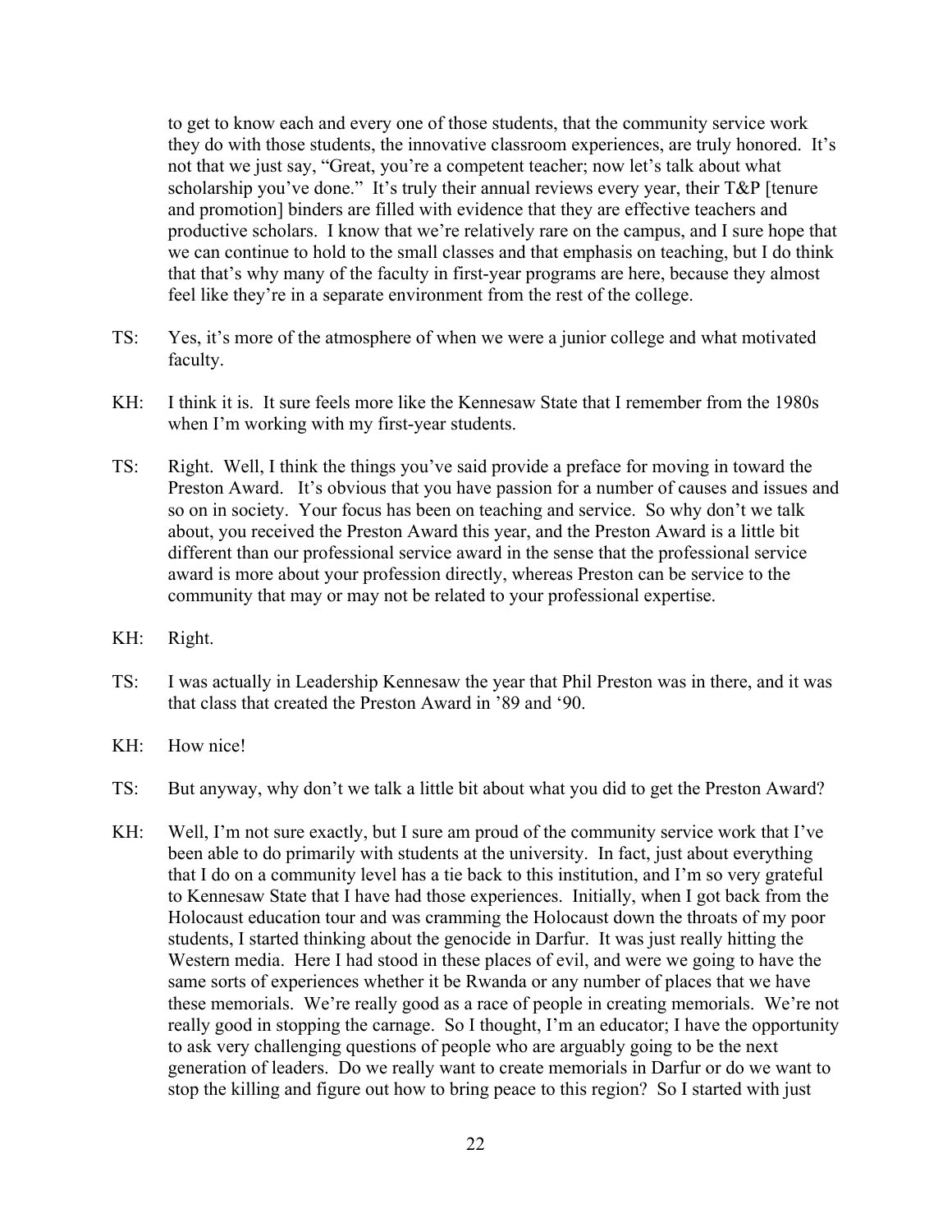to get to know each and every one of those students, that the community service work they do with those students, the innovative classroom experiences, are truly honored. It's not that we just say, "Great, you're a competent teacher; now let's talk about what scholarship you've done." It's truly their annual reviews every year, their T&P [tenure and promotion] binders are filled with evidence that they are effective teachers and productive scholars. I know that we're relatively rare on the campus, and I sure hope that we can continue to hold to the small classes and that emphasis on teaching, but I do think that that's why many of the faculty in first-year programs are here, because they almost feel like they're in a separate environment from the rest of the college.

TS: Yes, it's more of the atmosphere of when we were a junior college and what motivated faculty.

KH: I think it is. It sure feels more like the Kennesaw State that I remember from the 1980s when I'm working with my first-year students.

TS: Right. Well, I think the things you've said provide a preface for moving in toward the Preston Award. It's obvious that you have passion for a number of causes and issues and so on in society. Your focus has been on teaching and service. So why don't we talk about, you received the Preston Award this year, and the Preston Award is a little bit different than our professional service award in the sense that the professional service award is more about your profession directly, whereas Preston can be service to the community that may or may not be related to your professional expertise.

KH: Right.

TS: I was actually in Leadership Kennesaw the year that Phil Preston was in there, and it was that class that created the Preston Award in '89 and '90.

KH: How nice!

TS: But anyway, why don't we talk a little bit about what you did to get the Preston Award?

KH: Well, I'm not sure exactly, but I sure am proud of the community service work that I've been able to do primarily with students at the university. In fact, just about everything that I do on a community level has a tie back to this institution, and I'm so very grateful to Kennesaw State that I have had those experiences. Initially, when I got back from the Holocaust education tour and was cramming the Holocaust down the throats of my poor students, I started thinking about the genocide in Darfur. It was just really hitting the Western media. Here I had stood in these places of evil, and were we going to have the same sorts of experiences whether it be Rwanda or any number of places that we have these memorials. We're really good as a race of people in creating memorials. We're not really good in stopping the carnage. So I thought, I'm an educator; I have the opportunity to ask very challenging questions of people who are arguably going to be the next generation of leaders. Do we really want to create memorials in Darfur or do we want to stop the killing and figure out how to bring peace to this region? So I started with just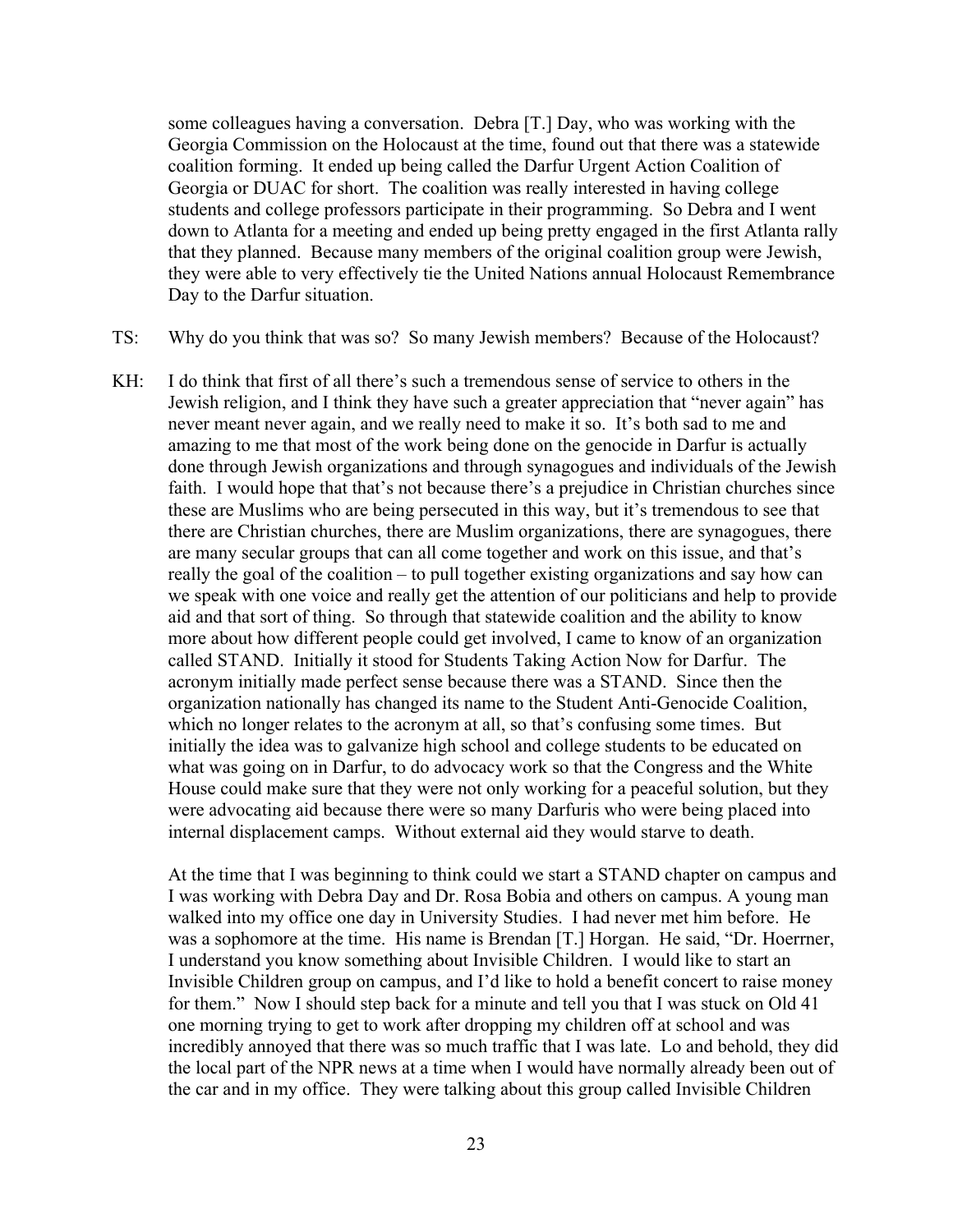some colleagues having a conversation. Debra [T.] Day, who was working with the Georgia Commission on the Holocaust at the time, found out that there was a statewide coalition forming. It ended up being called the Darfur Urgent Action Coalition of Georgia or DUAC for short. The coalition was really interested in having college students and college professors participate in their programming. So Debra and I went down to Atlanta for a meeting and ended up being pretty engaged in the first Atlanta rally that they planned. Because many members of the original coalition group were Jewish, they were able to very effectively tie the United Nations annual Holocaust Remembrance Day to the Darfur situation.

TS: Why do you think that was so? So many Jewish members? Because of the Holocaust?

KH: I do think that first of all there's such a tremendous sense of service to others in the Jewish religion, and I think they have such a greater appreciation that "never again" has never meant never again, and we really need to make it so. It's both sad to me and amazing to me that most of the work being done on the genocide in Darfur is actually done through Jewish organizations and through synagogues and individuals of the Jewish faith. I would hope that that's not because there's a prejudice in Christian churches since these are Muslims who are being persecuted in this way, but it's tremendous to see that there are Christian churches, there are Muslim organizations, there are synagogues, there are many secular groups that can all come together and work on this issue, and that's really the goal of the coalition – to pull together existing organizations and say how can we speak with one voice and really get the attention of our politicians and help to provide aid and that sort of thing. So through that statewide coalition and the ability to know more about how different people could get involved, I came to know of an organization called STAND. Initially it stood for Students Taking Action Now for Darfur. The acronym initially made perfect sense because there was a STAND. Since then the organization nationally has changed its name to the Student Anti-Genocide Coalition, which no longer relates to the acronym at all, so that's confusing some times. But initially the idea was to galvanize high school and college students to be educated on what was going on in Darfur, to do advocacy work so that the Congress and the White House could make sure that they were not only working for a peaceful solution, but they were advocating aid because there were so many Darfuris who were being placed into internal displacement camps. Without external aid they would starve to death.

At the time that I was beginning to think could we start a STAND chapter on campus and I was working with Debra Day and Dr. Rosa Bobia and others on campus. A young man walked into my office one day in University Studies. I had never met him before. He was a sophomore at the time. His name is Brendan [T.] Horgan. He said, "Dr. Hoerrner, I understand you know something about Invisible Children. I would like to start an Invisible Children group on campus, and I'd like to hold a benefit concert to raise money for them." Now I should step back for a minute and tell you that I was stuck on Old 41 one morning trying to get to work after dropping my children off at school and was incredibly annoyed that there was so much traffic that I was late. Lo and behold, they did the local part of the NPR news at a time when I would have normally already been out of the car and in my office. They were talking about this group called Invisible Children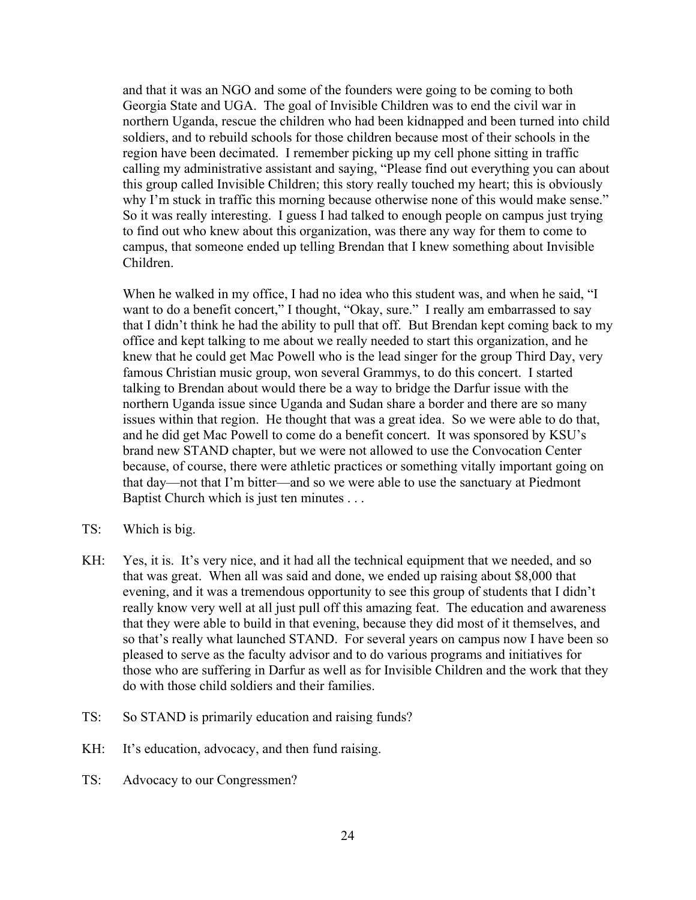and that it was an NGO and some of the founders were going to be coming to both Georgia State and UGA. The goal of Invisible Children was to end the civil war in northern Uganda, rescue the children who had been kidnapped and been turned into child soldiers, and to rebuild schools for those children because most of their schools in the region have been decimated. I remember picking up my cell phone sitting in traffic calling my administrative assistant and saying, "Please find out everything you can about this group called Invisible Children; this story really touched my heart; this is obviously why I'm stuck in traffic this morning because otherwise none of this would make sense." So it was really interesting. I guess I had talked to enough people on campus just trying to find out who knew about this organization, was there any way for them to come to campus, that someone ended up telling Brendan that I knew something about Invisible Children.

When he walked in my office, I had no idea who this student was, and when he said, "I want to do a benefit concert," I thought, "Okay, sure." I really am embarrassed to say that I didn't think he had the ability to pull that off. But Brendan kept coming back to my office and kept talking to me about we really needed to start this organization, and he knew that he could get Mac Powell who is the lead singer for the group Third Day, very famous Christian music group, won several Grammys, to do this concert. I started talking to Brendan about would there be a way to bridge the Darfur issue with the northern Uganda issue since Uganda and Sudan share a border and there are so many issues within that region. He thought that was a great idea. So we were able to do that, and he did get Mac Powell to come do a benefit concert. It was sponsored by KSU's brand new STAND chapter, but we were not allowed to use the Convocation Center because, of course, there were athletic practices or something vitally important going on that day—not that I'm bitter—and so we were able to use the sanctuary at Piedmont Baptist Church which is just ten minutes . . .

TS: Which is big.

KH: Yes, it is. It's very nice, and it had all the technical equipment that we needed, and so that was great. When all was said and done, we ended up raising about $8,000 that evening, and it was a tremendous opportunity to see this group of students that I didn't really know very well at all just pull off this amazing feat. The education and awareness that they were able to build in that evening, because they did most of it themselves, and so that's really what launched STAND. For several years on campus now I have been so pleased to serve as the faculty advisor and to do various programs and initiatives for those who are suffering in Darfur as well as for Invisible Children and the work that they do with those child soldiers and their families.

TS: So STAND is primarily education and raising funds?

KH: It's education, advocacy, and then fund raising.

TS: Advocacy to our Congressmen?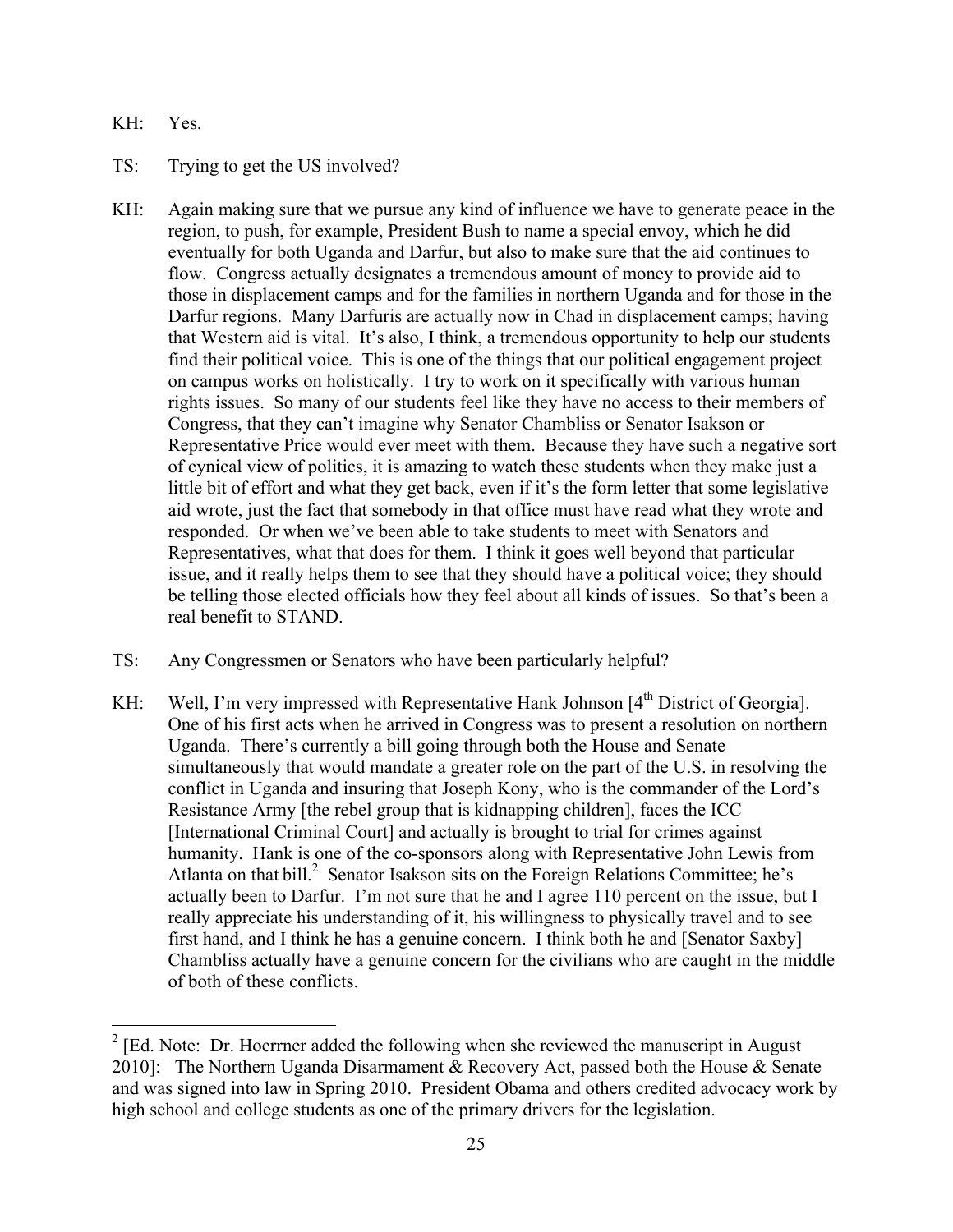KH: Yes.

TS: Trying to get the US involved?

KH: Again making sure that we pursue any kind of influence we have to generate peace in the region, to push, for example, President Bush to name a special envoy, which he did eventually for both Uganda and Darfur, but also to make sure that the aid continues to flow. Congress actually designates a tremendous amount of money to provide aid to those in displacement camps and for the families in northern Uganda and for those in the Darfur regions. Many Darfuris are actually now in Chad in displacement camps; having that Western aid is vital. It's also, I think, a tremendous opportunity to help our students find their political voice. This is one of the things that our political engagement project on campus works on holistically. I try to work on it specifically with various human rights issues. So many of our students feel like they have no access to their members of Congress, that they can't imagine why Senator Chambliss or Senator Isakson or Representative Price would ever meet with them. Because they have such a negative sort of cynical view of politics, it is amazing to watch these students when they make just a little bit of effort and what they get back, even if it's the form letter that some legislative aid wrote, just the fact that somebody in that office must have read what they wrote and responded. Or when we've been able to take students to meet with Senators and Representatives, what that does for them. I think it goes well beyond that particular issue, and it really helps them to see that they should have a political voice; they should be telling those elected officials how they feel about all kinds of issues. So that's been a real benefit to STAND.

TS: Any Congressmen or Senators who have been particularly helpful?

KH: Well, I'm very impressed with Representative Hank Johnson [4th District of Georgia]. One of his first acts when he arrived in Congress was to present a resolution on northern Uganda. There's currently a bill going through both the House and Senate simultaneously that would mandate a greater role on the part of the U.S. in resolving the conflict in Uganda and insuring that Joseph Kony, who is the commander of the Lord's Resistance Army [the rebel group that is kidnapping children], faces the ICC [International Criminal Court] and actually is brought to trial for crimes against humanity. Hank is one of the co-sponsors along with Representative John Lewis from Atlanta on that bill.[2] Senator Isakson sits on the Foreign Relations Committee; he's actually been to Darfur. I'm not sure that he and I agree 110 percent on the issue, but I really appreciate his understanding of it, his willingness to physically travel and to see first hand, and I think he has a genuine concern. I think both he and [Senator Saxby] Chambliss actually have a genuine concern for the civilians who are caught in the middle of both of these conflicts.

---

[2] [Ed. Note: Dr. Hoerrner added the following when she reviewed the manuscript in August 2010]: The Northern Uganda Disarmament & Recovery Act, passed both the House & Senate and was signed into law in Spring 2010. President Obama and others credited advocacy work by high school and college students as one of the primary drivers for the legislation.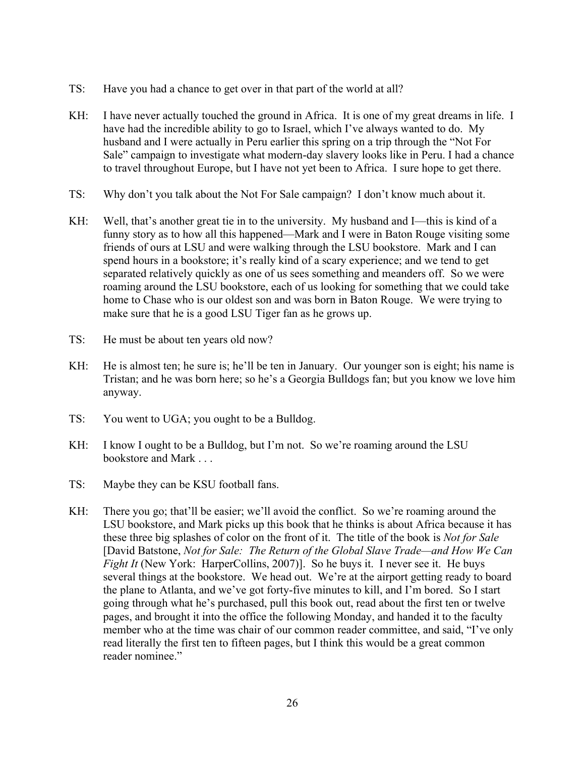TS: Have you had a chance to get over in that part of the world at all?

KH: I have never actually touched the ground in Africa. It is one of my great dreams in life. I have had the incredible ability to go to Israel, which I've always wanted to do. My husband and I were actually in Peru earlier this spring on a trip through the "Not For Sale" campaign to investigate what modern-day slavery looks like in Peru. I had a chance to travel throughout Europe, but I have not yet been to Africa. I sure hope to get there.

TS: Why don't you talk about the Not For Sale campaign? I don't know much about it.

KH: Well, that's another great tie in to the university. My husband and I—this is kind of a funny story as to how all this happened—Mark and I were in Baton Rouge visiting some friends of ours at LSU and were walking through the LSU bookstore. Mark and I can spend hours in a bookstore; it's really kind of a scary experience; and we tend to get separated relatively quickly as one of us sees something and meanders off. So we were roaming around the LSU bookstore, each of us looking for something that we could take home to Chase who is our oldest son and was born in Baton Rouge. We were trying to make sure that he is a good LSU Tiger fan as he grows up.

TS: He must be about ten years old now?

KH: He is almost ten; he sure is; he'll be ten in January. Our younger son is eight; his name is Tristan; and he was born here; so he's a Georgia Bulldogs fan; but you know we love him anyway.

TS: You went to UGA; you ought to be a Bulldog.

KH: I know I ought to be a Bulldog, but I'm not. So we're roaming around the LSU bookstore and Mark . . .

TS: Maybe they can be KSU football fans.

KH: There you go; that'll be easier; we'll avoid the conflict. So we're roaming around the LSU bookstore, and Mark picks up this book that he thinks is about Africa because it has these three big splashes of color on the front of it. The title of the book is *Not for Sale* [David Batstone, *Not for Sale: The Return of the Global Slave Trade—and How We Can Fight It* (New York: HarperCollins, 2007)]. So he buys it. I never see it. He buys several things at the bookstore. We head out. We're at the airport getting ready to board the plane to Atlanta, and we've got forty-five minutes to kill, and I'm bored. So I start going through what he's purchased, pull this book out, read about the first ten or twelve pages, and brought it into the office the following Monday, and handed it to the faculty member who at the time was chair of our common reader committee, and said, "I've only read literally the first ten to fifteen pages, but I think this would be a great common reader nominee."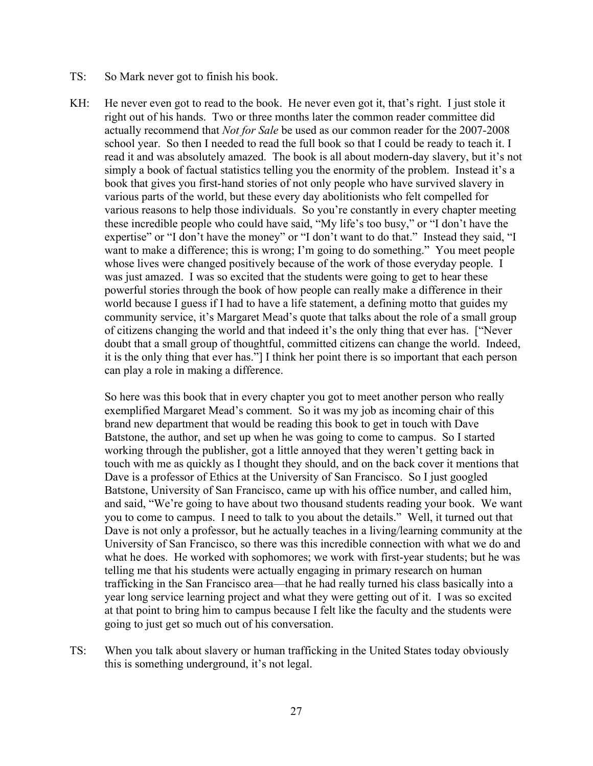TS: So Mark never got to finish his book.

KH: He never even got to read to the book. He never even got it, that's right. I just stole it right out of his hands. Two or three months later the common reader committee did actually recommend that *Not for Sale* be used as our common reader for the 2007-2008 school year. So then I needed to read the full book so that I could be ready to teach it. I read it and was absolutely amazed. The book is all about modern-day slavery, but it's not simply a book of factual statistics telling you the enormity of the problem. Instead it's a book that gives you first-hand stories of not only people who have survived slavery in various parts of the world, but these every day abolitionists who felt compelled for various reasons to help those individuals. So you're constantly in every chapter meeting these incredible people who could have said, "My life's too busy," or "I don't have the expertise" or "I don't have the money" or "I don't want to do that." Instead they said, "I want to make a difference; this is wrong; I'm going to do something." You meet people whose lives were changed positively because of the work of those everyday people. I was just amazed. I was so excited that the students were going to get to hear these powerful stories through the book of how people can really make a difference in their world because I guess if I had to have a life statement, a defining motto that guides my community service, it's Margaret Mead's quote that talks about the role of a small group of citizens changing the world and that indeed it's the only thing that ever has. ["Never doubt that a small group of thoughtful, committed citizens can change the world. Indeed, it is the only thing that ever has."] I think her point there is so important that each person can play a role in making a difference.

So here was this book that in every chapter you got to meet another person who really exemplified Margaret Mead's comment. So it was my job as incoming chair of this brand new department that would be reading this book to get in touch with Dave Batstone, the author, and set up when he was going to come to campus. So I started working through the publisher, got a little annoyed that they weren't getting back in touch with me as quickly as I thought they should, and on the back cover it mentions that Dave is a professor of Ethics at the University of San Francisco. So I just googled Batstone, University of San Francisco, came up with his office number, and called him, and said, "We're going to have about two thousand students reading your book. We want you to come to campus. I need to talk to you about the details." Well, it turned out that Dave is not only a professor, but he actually teaches in a living/learning community at the University of San Francisco, so there was this incredible connection with what we do and what he does. He worked with sophomores; we work with first-year students; but he was telling me that his students were actually engaging in primary research on human trafficking in the San Francisco area—that he had really turned his class basically into a year long service learning project and what they were getting out of it. I was so excited at that point to bring him to campus because I felt like the faculty and the students were going to just get so much out of his conversation.

TS: When you talk about slavery or human trafficking in the United States today obviously this is something underground, it's not legal.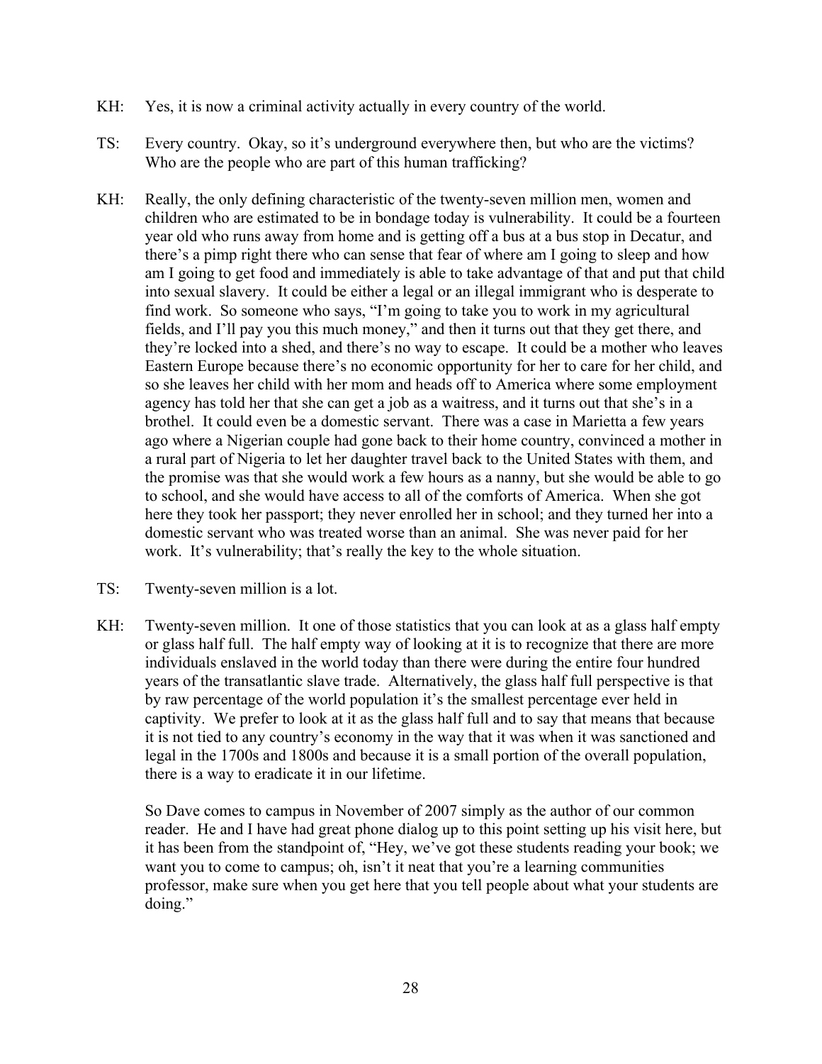KH: Yes, it is now a criminal activity actually in every country of the world.

TS: Every country. Okay, so it's underground everywhere then, but who are the victims? Who are the people who are part of this human trafficking?

KH: Really, the only defining characteristic of the twenty-seven million men, women and children who are estimated to be in bondage today is vulnerability. It could be a fourteen year old who runs away from home and is getting off a bus at a bus stop in Decatur, and there's a pimp right there who can sense that fear of where am I going to sleep and how am I going to get food and immediately is able to take advantage of that and put that child into sexual slavery. It could be either a legal or an illegal immigrant who is desperate to find work. So someone who says, "I'm going to take you to work in my agricultural fields, and I'll pay you this much money," and then it turns out that they get there, and they're locked into a shed, and there's no way to escape. It could be a mother who leaves Eastern Europe because there's no economic opportunity for her to care for her child, and so she leaves her child with her mom and heads off to America where some employment agency has told her that she can get a job as a waitress, and it turns out that she's in a brothel. It could even be a domestic servant. There was a case in Marietta a few years ago where a Nigerian couple had gone back to their home country, convinced a mother in a rural part of Nigeria to let her daughter travel back to the United States with them, and the promise was that she would work a few hours as a nanny, but she would be able to go to school, and she would have access to all of the comforts of America. When she got here they took her passport; they never enrolled her in school; and they turned her into a domestic servant who was treated worse than an animal. She was never paid for her work. It's vulnerability; that's really the key to the whole situation.

TS: Twenty-seven million is a lot.

KH: Twenty-seven million. It one of those statistics that you can look at as a glass half empty or glass half full. The half empty way of looking at it is to recognize that there are more individuals enslaved in the world today than there were during the entire four hundred years of the transatlantic slave trade. Alternatively, the glass half full perspective is that by raw percentage of the world population it's the smallest percentage ever held in captivity. We prefer to look at it as the glass half full and to say that means that because it is not tied to any country's economy in the way that it was when it was sanctioned and legal in the 1700s and 1800s and because it is a small portion of the overall population, there is a way to eradicate it in our lifetime.

So Dave comes to campus in November of 2007 simply as the author of our common reader. He and I have had great phone dialog up to this point setting up his visit here, but it has been from the standpoint of, "Hey, we've got these students reading your book; we want you to come to campus; oh, isn't it neat that you're a learning communities professor, make sure when you get here that you tell people about what your students are doing."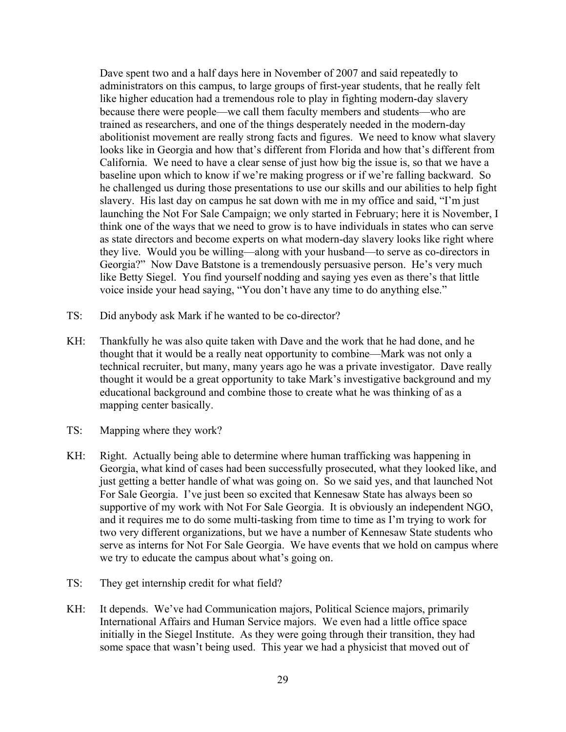Dave spent two and a half days here in November of 2007 and said repeatedly to administrators on this campus, to large groups of first-year students, that he really felt like higher education had a tremendous role to play in fighting modern-day slavery because there were people—we call them faculty members and students—who are trained as researchers, and one of the things desperately needed in the modern-day abolitionist movement are really strong facts and figures. We need to know what slavery looks like in Georgia and how that's different from Florida and how that's different from California. We need to have a clear sense of just how big the issue is, so that we have a baseline upon which to know if we're making progress or if we're falling backward. So he challenged us during those presentations to use our skills and our abilities to help fight slavery. His last day on campus he sat down with me in my office and said, "I'm just launching the Not For Sale Campaign; we only started in February; here it is November, I think one of the ways that we need to grow is to have individuals in states who can serve as state directors and become experts on what modern-day slavery looks like right where they live. Would you be willing—along with your husband—to serve as co-directors in Georgia?" Now Dave Batstone is a tremendously persuasive person. He's very much like Betty Siegel. You find yourself nodding and saying yes even as there's that little voice inside your head saying, "You don't have any time to do anything else."

TS: Did anybody ask Mark if he wanted to be co-director?

KH: Thankfully he was also quite taken with Dave and the work that he had done, and he thought that it would be a really neat opportunity to combine—Mark was not only a technical recruiter, but many, many years ago he was a private investigator. Dave really thought it would be a great opportunity to take Mark's investigative background and my educational background and combine those to create what he was thinking of as a mapping center basically.

TS: Mapping where they work?

KH: Right. Actually being able to determine where human trafficking was happening in Georgia, what kind of cases had been successfully prosecuted, what they looked like, and just getting a better handle of what was going on. So we said yes, and that launched Not For Sale Georgia. I've just been so excited that Kennesaw State has always been so supportive of my work with Not For Sale Georgia. It is obviously an independent NGO, and it requires me to do some multi-tasking from time to time as I'm trying to work for two very different organizations, but we have a number of Kennesaw State students who serve as interns for Not For Sale Georgia. We have events that we hold on campus where we try to educate the campus about what's going on.

TS: They get internship credit for what field?

KH: It depends. We've had Communication majors, Political Science majors, primarily International Affairs and Human Service majors. We even had a little office space initially in the Siegel Institute. As they were going through their transition, they had some space that wasn't being used. This year we had a physicist that moved out of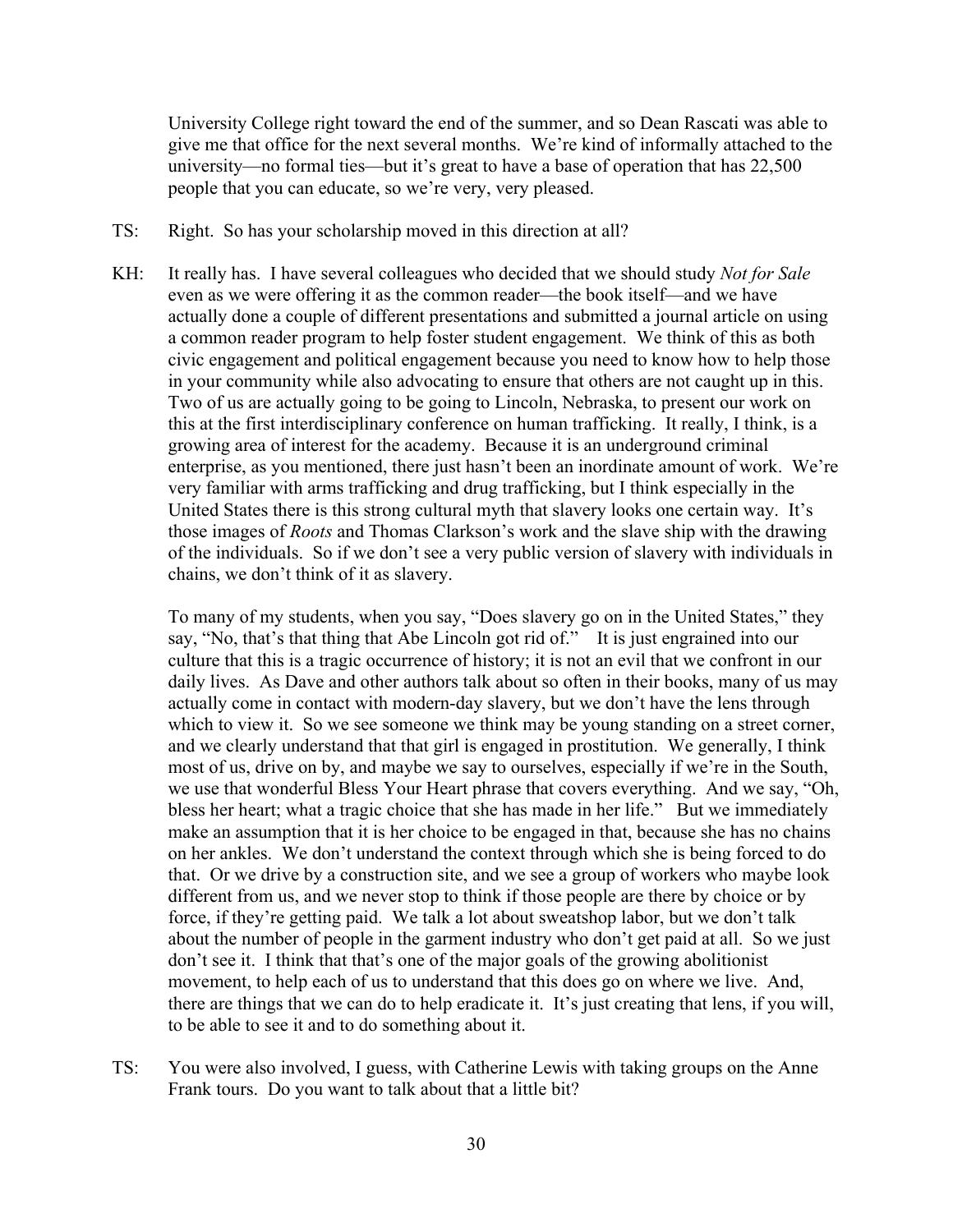University College right toward the end of the summer, and so Dean Rascati was able to give me that office for the next several months. We're kind of informally attached to the university—no formal ties—but it's great to have a base of operation that has 22,500 people that you can educate, so we're very, very pleased.

TS: Right. So has your scholarship moved in this direction at all?

KH: It really has. I have several colleagues who decided that we should study *Not for Sale* even as we were offering it as the common reader—the book itself—and we have actually done a couple of different presentations and submitted a journal article on using a common reader program to help foster student engagement. We think of this as both civic engagement and political engagement because you need to know how to help those in your community while also advocating to ensure that others are not caught up in this. Two of us are actually going to be going to Lincoln, Nebraska, to present our work on this at the first interdisciplinary conference on human trafficking. It really, I think, is a growing area of interest for the academy. Because it is an underground criminal enterprise, as you mentioned, there just hasn't been an inordinate amount of work. We're very familiar with arms trafficking and drug trafficking, but I think especially in the United States there is this strong cultural myth that slavery looks one certain way. It's those images of *Roots* and Thomas Clarkson's work and the slave ship with the drawing of the individuals. So if we don't see a very public version of slavery with individuals in chains, we don't think of it as slavery.

To many of my students, when you say, "Does slavery go on in the United States," they say, "No, that's that thing that Abe Lincoln got rid of." It is just engrained into our culture that this is a tragic occurrence of history; it is not an evil that we confront in our daily lives. As Dave and other authors talk about so often in their books, many of us may actually come in contact with modern-day slavery, but we don't have the lens through which to view it. So we see someone we think may be young standing on a street corner, and we clearly understand that that girl is engaged in prostitution. We generally, I think most of us, drive on by, and maybe we say to ourselves, especially if we're in the South, we use that wonderful Bless Your Heart phrase that covers everything. And we say, "Oh, bless her heart; what a tragic choice that she has made in her life." But we immediately make an assumption that it is her choice to be engaged in that, because she has no chains on her ankles. We don't understand the context through which she is being forced to do that. Or we drive by a construction site, and we see a group of workers who maybe look different from us, and we never stop to think if those people are there by choice or by force, if they're getting paid. We talk a lot about sweatshop labor, but we don't talk about the number of people in the garment industry who don't get paid at all. So we just don't see it. I think that that's one of the major goals of the growing abolitionist movement, to help each of us to understand that this does go on where we live. And, there are things that we can do to help eradicate it. It's just creating that lens, if you will, to be able to see it and to do something about it.

TS: You were also involved, I guess, with Catherine Lewis with taking groups on the Anne Frank tours. Do you want to talk about that a little bit?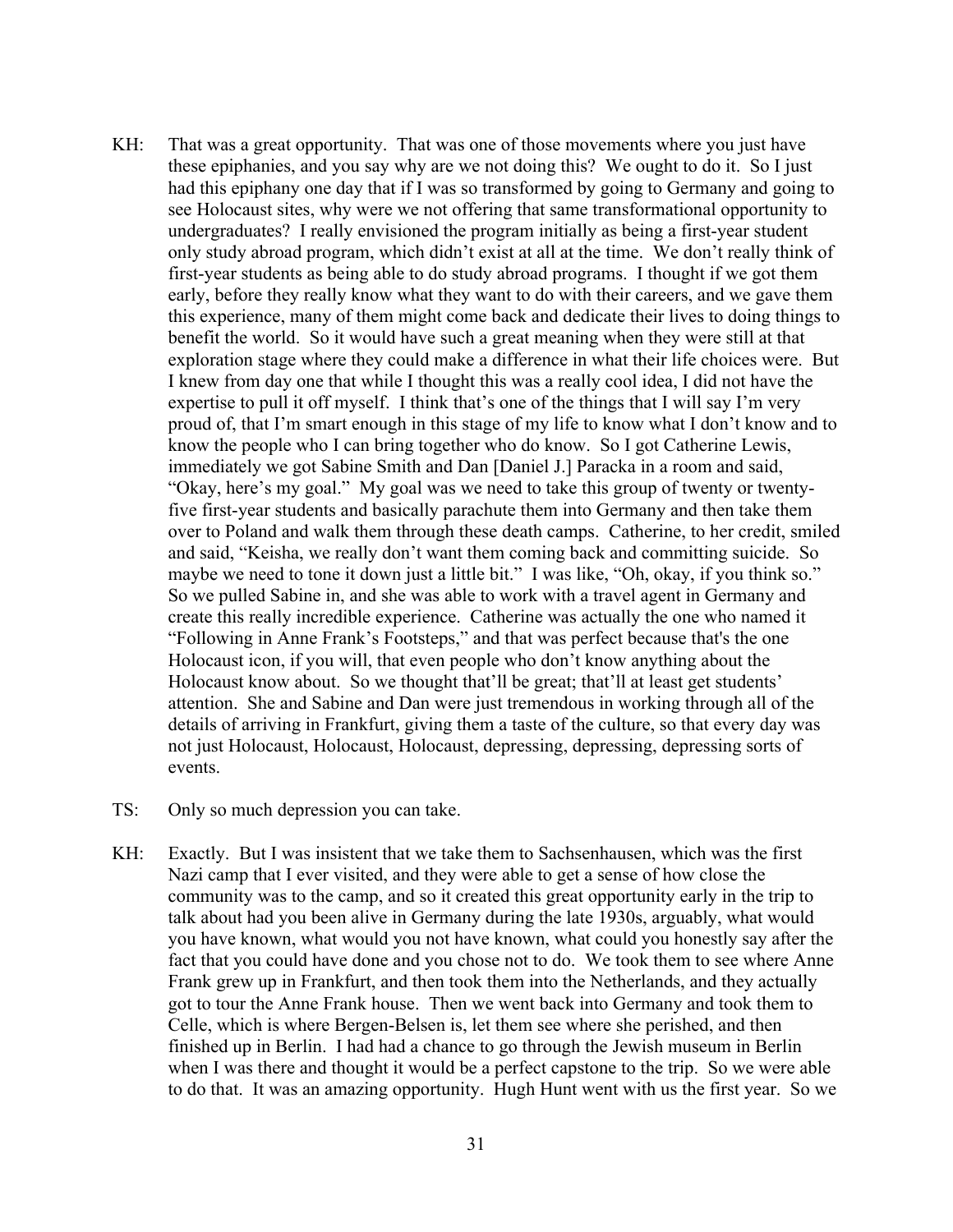KH: That was a great opportunity. That was one of those movements where you just have these epiphanies, and you say why are we not doing this? We ought to do it. So I just had this epiphany one day that if I was so transformed by going to Germany and going to see Holocaust sites, why were we not offering that same transformational opportunity to undergraduates? I really envisioned the program initially as being a first-year student only study abroad program, which didn't exist at all at the time. We don't really think of first-year students as being able to do study abroad programs. I thought if we got them early, before they really know what they want to do with their careers, and we gave them this experience, many of them might come back and dedicate their lives to doing things to benefit the world. So it would have such a great meaning when they were still at that exploration stage where they could make a difference in what their life choices were. But I knew from day one that while I thought this was a really cool idea, I did not have the expertise to pull it off myself. I think that's one of the things that I will say I'm very proud of, that I'm smart enough in this stage of my life to know what I don't know and to know the people who I can bring together who do know. So I got Catherine Lewis, immediately we got Sabine Smith and Dan [Daniel J.] Paracka in a room and said, "Okay, here's my goal." My goal was we need to take this group of twenty or twenty-five first-year students and basically parachute them into Germany and then take them over to Poland and walk them through these death camps. Catherine, to her credit, smiled and said, "Keisha, we really don't want them coming back and committing suicide. So maybe we need to tone it down just a little bit." I was like, "Oh, okay, if you think so." So we pulled Sabine in, and she was able to work with a travel agent in Germany and create this really incredible experience. Catherine was actually the one who named it "Following in Anne Frank's Footsteps," and that was perfect because that's the one Holocaust icon, if you will, that even people who don't know anything about the Holocaust know about. So we thought that'll be great; that'll at least get students' attention. She and Sabine and Dan were just tremendous in working through all of the details of arriving in Frankfurt, giving them a taste of the culture, so that every day was not just Holocaust, Holocaust, Holocaust, depressing, depressing, depressing sorts of events.

TS: Only so much depression you can take.

KH: Exactly. But I was insistent that we take them to Sachsenhausen, which was the first Nazi camp that I ever visited, and they were able to get a sense of how close the community was to the camp, and so it created this great opportunity early in the trip to talk about had you been alive in Germany during the late 1930s, arguably, what would you have known, what would you not have known, what could you honestly say after the fact that you could have done and you chose not to do. We took them to see where Anne Frank grew up in Frankfurt, and then took them into the Netherlands, and they actually got to tour the Anne Frank house. Then we went back into Germany and took them to Celle, which is where Bergen-Belsen is, let them see where she perished, and then finished up in Berlin. I had had a chance to go through the Jewish museum in Berlin when I was there and thought it would be a perfect capstone to the trip. So we were able to do that. It was an amazing opportunity. Hugh Hunt went with us the first year. So we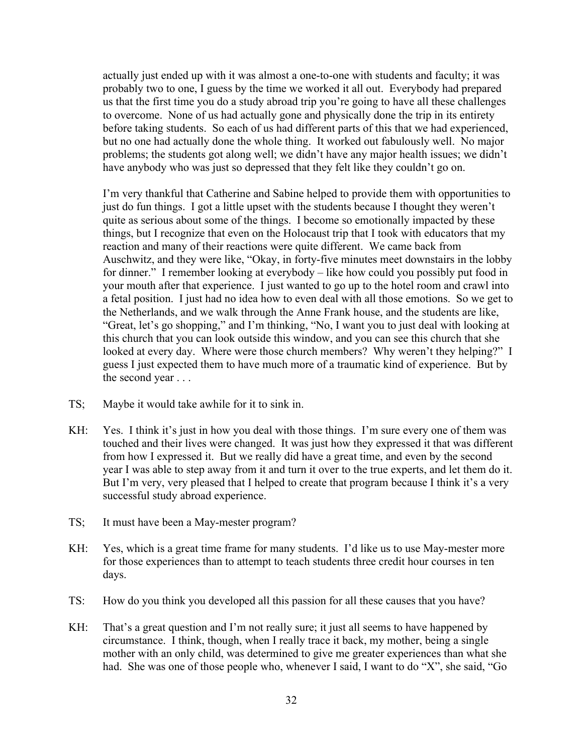actually just ended up with it was almost a one-to-one with students and faculty; it was probably two to one, I guess by the time we worked it all out. Everybody had prepared us that the first time you do a study abroad trip you're going to have all these challenges to overcome. None of us had actually gone and physically done the trip in its entirety before taking students. So each of us had different parts of this that we had experienced, but no one had actually done the whole thing. It worked out fabulously well. No major problems; the students got along well; we didn't have any major health issues; we didn't have anybody who was just so depressed that they felt like they couldn't go on.

I'm very thankful that Catherine and Sabine helped to provide them with opportunities to just do fun things. I got a little upset with the students because I thought they weren't quite as serious about some of the things. I become so emotionally impacted by these things, but I recognize that even on the Holocaust trip that I took with educators that my reaction and many of their reactions were quite different. We came back from Auschwitz, and they were like, "Okay, in forty-five minutes meet downstairs in the lobby for dinner." I remember looking at everybody – like how could you possibly put food in your mouth after that experience. I just wanted to go up to the hotel room and crawl into a fetal position. I just had no idea how to even deal with all those emotions. So we get to the Netherlands, and we walk through the Anne Frank house, and the students are like, "Great, let's go shopping," and I'm thinking, "No, I want you to just deal with looking at this church that you can look outside this window, and you can see this church that she looked at every day. Where were those church members? Why weren't they helping?" I guess I just expected them to have much more of a traumatic kind of experience. But by the second year . . .

TS; Maybe it would take awhile for it to sink in.

KH: Yes. I think it's just in how you deal with those things. I'm sure every one of them was touched and their lives were changed. It was just how they expressed it that was different from how I expressed it. But we really did have a great time, and even by the second year I was able to step away from it and turn it over to the true experts, and let them do it. But I'm very, very pleased that I helped to create that program because I think it's a very successful study abroad experience.

TS; It must have been a May-mester program?

KH: Yes, which is a great time frame for many students. I'd like us to use May-mester more for those experiences than to attempt to teach students three credit hour courses in ten days.

TS: How do you think you developed all this passion for all these causes that you have?

KH: That's a great question and I'm not really sure; it just all seems to have happened by circumstance. I think, though, when I really trace it back, my mother, being a single mother with an only child, was determined to give me greater experiences than what she had. She was one of those people who, whenever I said, I want to do "X", she said, "Go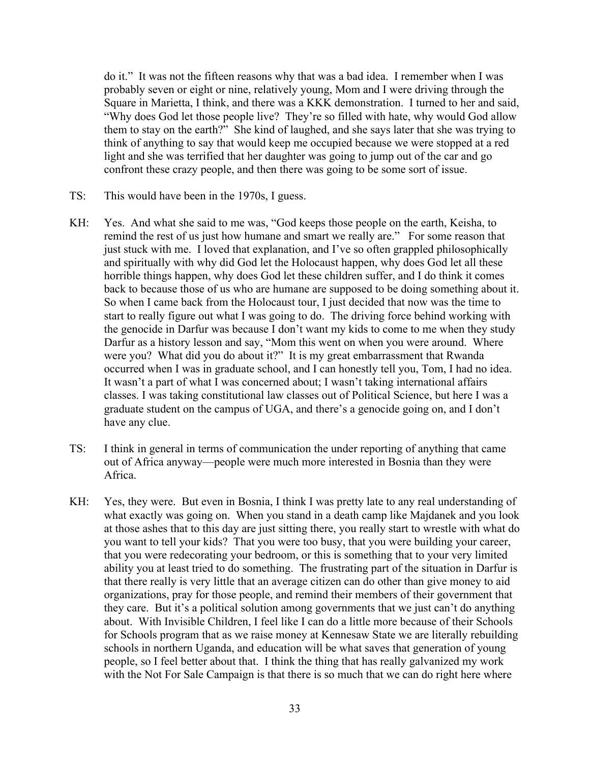do it." It was not the fifteen reasons why that was a bad idea. I remember when I was probably seven or eight or nine, relatively young, Mom and I were driving through the Square in Marietta, I think, and there was a KKK demonstration. I turned to her and said, "Why does God let those people live? They're so filled with hate, why would God allow them to stay on the earth?" She kind of laughed, and she says later that she was trying to think of anything to say that would keep me occupied because we were stopped at a red light and she was terrified that her daughter was going to jump out of the car and go confront these crazy people, and then there was going to be some sort of issue.

TS: This would have been in the 1970s, I guess.

KH: Yes. And what she said to me was, "God keeps those people on the earth, Keisha, to remind the rest of us just how humane and smart we really are." For some reason that just stuck with me. I loved that explanation, and I've so often grappled philosophically and spiritually with why did God let the Holocaust happen, why does God let all these horrible things happen, why does God let these children suffer, and I do think it comes back to because those of us who are humane are supposed to be doing something about it. So when I came back from the Holocaust tour, I just decided that now was the time to start to really figure out what I was going to do. The driving force behind working with the genocide in Darfur was because I don't want my kids to come to me when they study Darfur as a history lesson and say, "Mom this went on when you were around. Where were you? What did you do about it?" It is my great embarrassment that Rwanda occurred when I was in graduate school, and I can honestly tell you, Tom, I had no idea. It wasn't a part of what I was concerned about; I wasn't taking international affairs classes. I was taking constitutional law classes out of Political Science, but here I was a graduate student on the campus of UGA, and there's a genocide going on, and I don't have any clue.

TS: I think in general in terms of communication the under reporting of anything that came out of Africa anyway—people were much more interested in Bosnia than they were Africa.

KH: Yes, they were. But even in Bosnia, I think I was pretty late to any real understanding of what exactly was going on. When you stand in a death camp like Majdanek and you look at those ashes that to this day are just sitting there, you really start to wrestle with what do you want to tell your kids? That you were too busy, that you were building your career, that you were redecorating your bedroom, or this is something that to your very limited ability you at least tried to do something. The frustrating part of the situation in Darfur is that there really is very little that an average citizen can do other than give money to aid organizations, pray for those people, and remind their members of their government that they care. But it's a political solution among governments that we just can't do anything about. With Invisible Children, I feel like I can do a little more because of their Schools for Schools program that as we raise money at Kennesaw State we are literally rebuilding schools in northern Uganda, and education will be what saves that generation of young people, so I feel better about that. I think the thing that has really galvanized my work with the Not For Sale Campaign is that there is so much that we can do right here where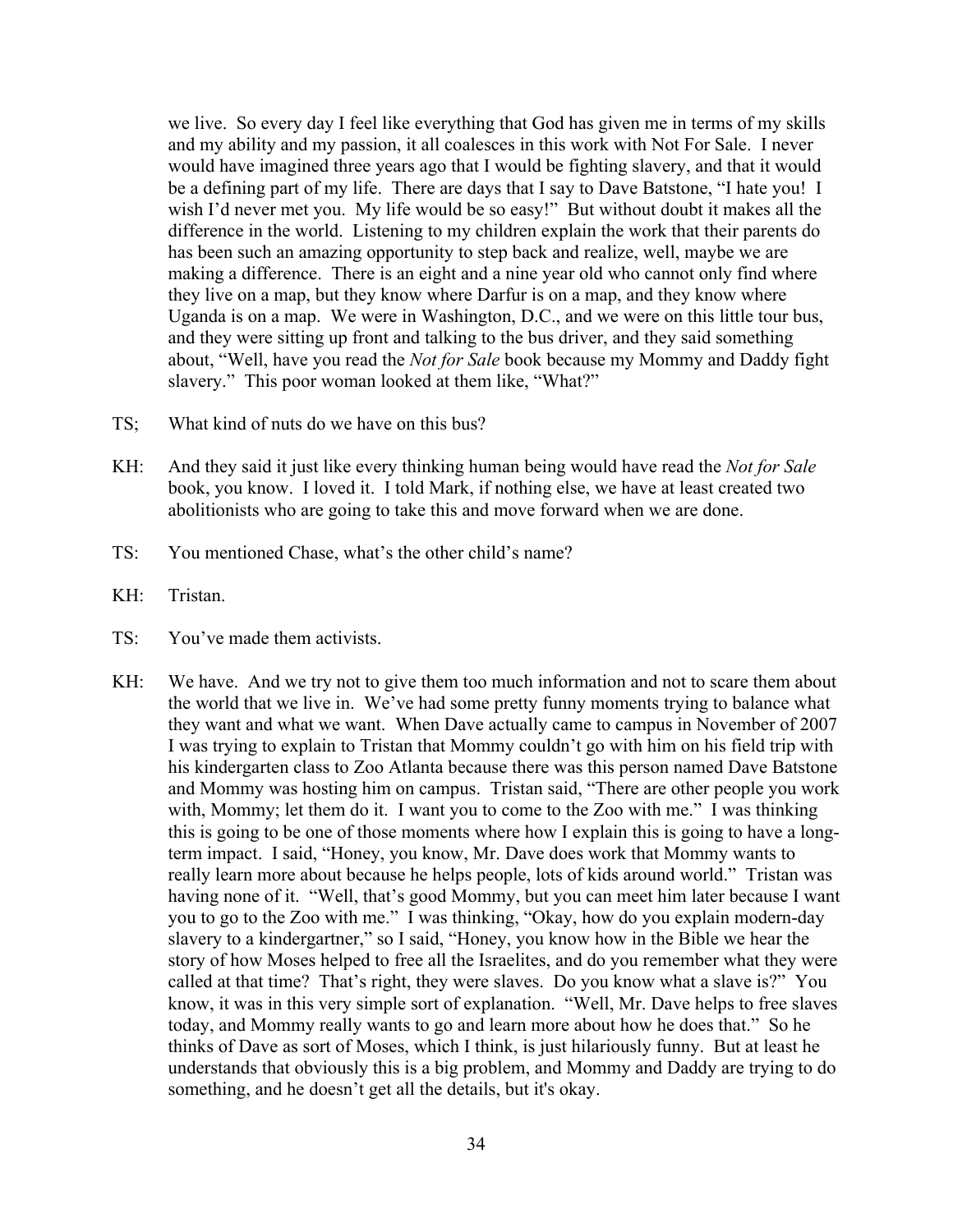we live. So every day I feel like everything that God has given me in terms of my skills and my ability and my passion, it all coalesces in this work with Not For Sale. I never would have imagined three years ago that I would be fighting slavery, and that it would be a defining part of my life. There are days that I say to Dave Batstone, "I hate you! I wish I'd never met you. My life would be so easy!" But without doubt it makes all the difference in the world. Listening to my children explain the work that their parents do has been such an amazing opportunity to step back and realize, well, maybe we are making a difference. There is an eight and a nine year old who cannot only find where they live on a map, but they know where Darfur is on a map, and they know where Uganda is on a map. We were in Washington, D.C., and we were on this little tour bus, and they were sitting up front and talking to the bus driver, and they said something about, "Well, have you read the *Not for Sale* book because my Mommy and Daddy fight slavery." This poor woman looked at them like, "What?"

TS; What kind of nuts do we have on this bus?

KH: And they said it just like every thinking human being would have read the *Not for Sale* book, you know. I loved it. I told Mark, if nothing else, we have at least created two abolitionists who are going to take this and move forward when we are done.

TS: You mentioned Chase, what's the other child's name?

KH: Tristan.

TS: You've made them activists.

KH: We have. And we try not to give them too much information and not to scare them about the world that we live in. We've had some pretty funny moments trying to balance what they want and what we want. When Dave actually came to campus in November of 2007 I was trying to explain to Tristan that Mommy couldn't go with him on his field trip with his kindergarten class to Zoo Atlanta because there was this person named Dave Batstone and Mommy was hosting him on campus. Tristan said, "There are other people you work with, Mommy; let them do it. I want you to come to the Zoo with me." I was thinking this is going to be one of those moments where how I explain this is going to have a long-term impact. I said, "Honey, you know, Mr. Dave does work that Mommy wants to really learn more about because he helps people, lots of kids around world." Tristan was having none of it. "Well, that's good Mommy, but you can meet him later because I want you to go to the Zoo with me." I was thinking, "Okay, how do you explain modern-day slavery to a kindergartner," so I said, "Honey, you know how in the Bible we hear the story of how Moses helped to free all the Israelites, and do you remember what they were called at that time? That's right, they were slaves. Do you know what a slave is?" You know, it was in this very simple sort of explanation. "Well, Mr. Dave helps to free slaves today, and Mommy really wants to go and learn more about how he does that." So he thinks of Dave as sort of Moses, which I think, is just hilariously funny. But at least he understands that obviously this is a big problem, and Mommy and Daddy are trying to do something, and he doesn't get all the details, but it's okay.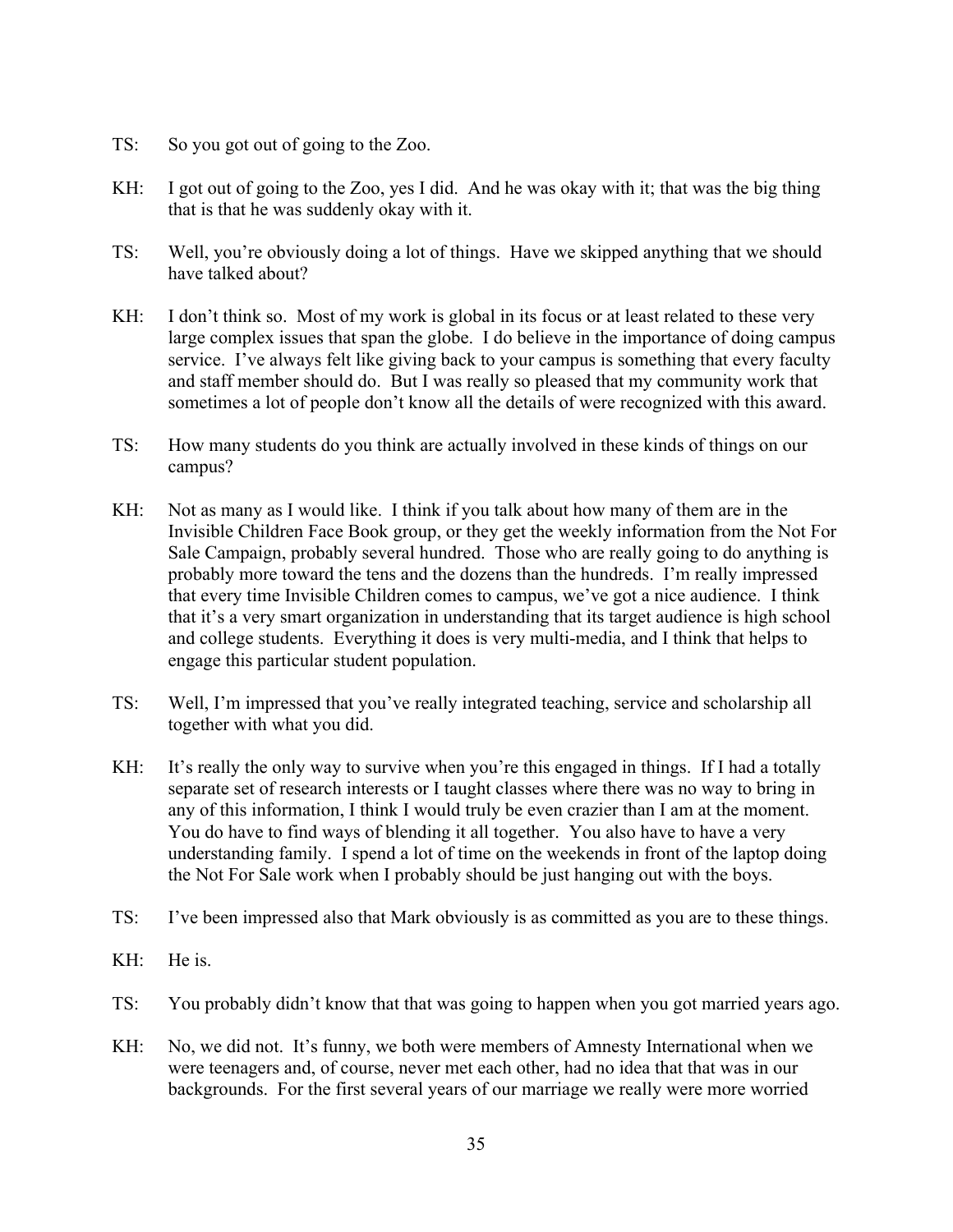TS: So you got out of going to the Zoo.

KH: I got out of going to the Zoo, yes I did. And he was okay with it; that was the big thing that is that he was suddenly okay with it.

TS: Well, you're obviously doing a lot of things. Have we skipped anything that we should have talked about?

KH: I don't think so. Most of my work is global in its focus or at least related to these very large complex issues that span the globe. I do believe in the importance of doing campus service. I've always felt like giving back to your campus is something that every faculty and staff member should do. But I was really so pleased that my community work that sometimes a lot of people don't know all the details of were recognized with this award.

TS: How many students do you think are actually involved in these kinds of things on our campus?

KH: Not as many as I would like. I think if you talk about how many of them are in the Invisible Children Face Book group, or they get the weekly information from the Not For Sale Campaign, probably several hundred. Those who are really going to do anything is probably more toward the tens and the dozens than the hundreds. I'm really impressed that every time Invisible Children comes to campus, we've got a nice audience. I think that it's a very smart organization in understanding that its target audience is high school and college students. Everything it does is very multi-media, and I think that helps to engage this particular student population.

TS: Well, I'm impressed that you've really integrated teaching, service and scholarship all together with what you did.

KH: It's really the only way to survive when you're this engaged in things. If I had a totally separate set of research interests or I taught classes where there was no way to bring in any of this information, I think I would truly be even crazier than I am at the moment. You do have to find ways of blending it all together. You also have to have a very understanding family. I spend a lot of time on the weekends in front of the laptop doing the Not For Sale work when I probably should be just hanging out with the boys.

TS: I've been impressed also that Mark obviously is as committed as you are to these things.

KH: He is.

TS: You probably didn't know that that was going to happen when you got married years ago.

KH: No, we did not. It's funny, we both were members of Amnesty International when we were teenagers and, of course, never met each other, had no idea that that was in our backgrounds. For the first several years of our marriage we really were more worried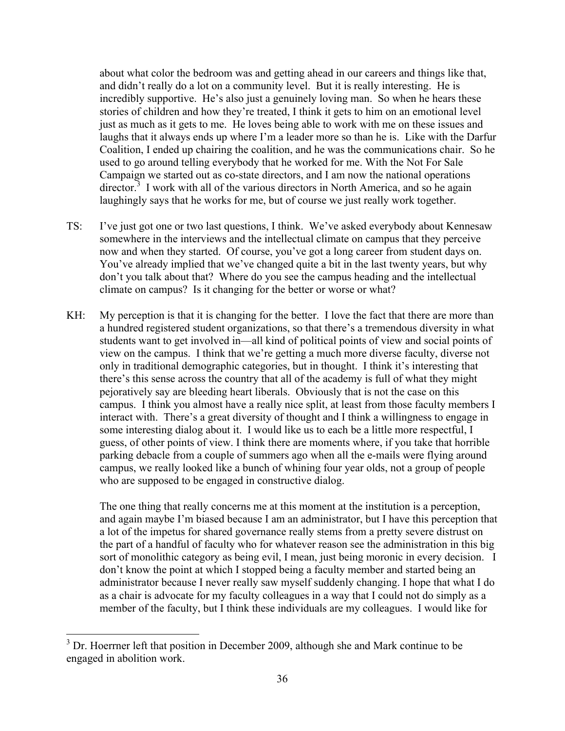about what color the bedroom was and getting ahead in our careers and things like that, and didn't really do a lot on a community level. But it is really interesting. He is incredibly supportive. He's also just a genuinely loving man. So when he hears these stories of children and how they're treated, I think it gets to him on an emotional level just as much as it gets to me. He loves being able to work with me on these issues and laughs that it always ends up where I'm a leader more so than he is. Like with the Darfur Coalition, I ended up chairing the coalition, and he was the communications chair. So he used to go around telling everybody that he worked for me. With the Not For Sale Campaign we started out as co-state directors, and I am now the national operations director.[3] I work with all of the various directors in North America, and so he again laughingly says that he works for me, but of course we just really work together.

TS: I've just got one or two last questions, I think. We've asked everybody about Kennesaw somewhere in the interviews and the intellectual climate on campus that they perceive now and when they started. Of course, you've got a long career from student days on. You've already implied that we've changed quite a bit in the last twenty years, but why don't you talk about that? Where do you see the campus heading and the intellectual climate on campus? Is it changing for the better or worse or what?

KH: My perception is that it is changing for the better. I love the fact that there are more than a hundred registered student organizations, so that there's a tremendous diversity in what students want to get involved in—all kind of political points of view and social points of view on the campus. I think that we're getting a much more diverse faculty, diverse not only in traditional demographic categories, but in thought. I think it's interesting that there's this sense across the country that all of the academy is full of what they might pejoratively say are bleeding heart liberals. Obviously that is not the case on this campus. I think you almost have a really nice split, at least from those faculty members I interact with. There's a great diversity of thought and I think a willingness to engage in some interesting dialog about it. I would like us to each be a little more respectful, I guess, of other points of view. I think there are moments where, if you take that horrible parking debacle from a couple of summers ago when all the e-mails were flying around campus, we really looked like a bunch of whining four year olds, not a group of people who are supposed to be engaged in constructive dialog.

The one thing that really concerns me at this moment at the institution is a perception, and again maybe I'm biased because I am an administrator, but I have this perception that a lot of the impetus for shared governance really stems from a pretty severe distrust on the part of a handful of faculty who for whatever reason see the administration in this big sort of monolithic category as being evil, I mean, just being moronic in every decision. I don't know the point at which I stopped being a faculty member and started being an administrator because I never really saw myself suddenly changing. I hope that what I do as a chair is advocate for my faculty colleagues in a way that I could not do simply as a member of the faculty, but I think these individuals are my colleagues. I would like for

---

[3] Dr. Hoerrner left that position in December 2009, although she and Mark continue to be engaged in abolition work.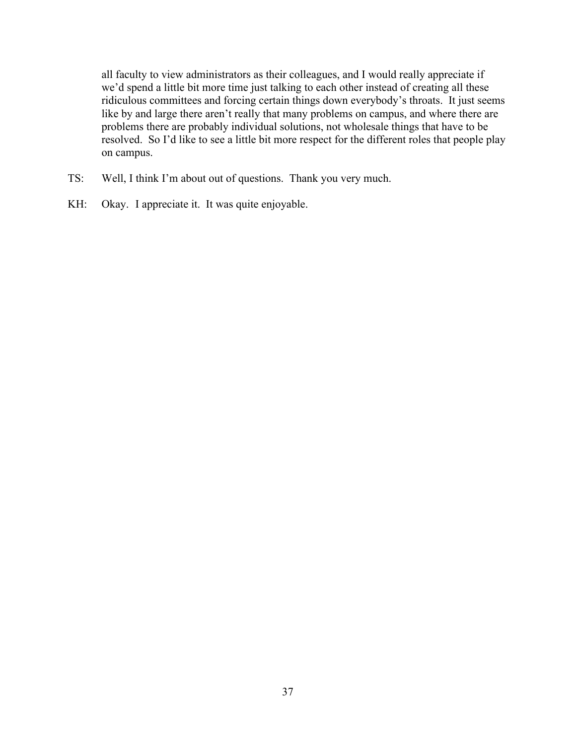all faculty to view administrators as their colleagues, and I would really appreciate if we'd spend a little bit more time just talking to each other instead of creating all these ridiculous committees and forcing certain things down everybody's throats. It just seems like by and large there aren't really that many problems on campus, and where there are problems there are probably individual solutions, not wholesale things that have to be resolved. So I'd like to see a little bit more respect for the different roles that people play on campus.

TS: Well, I think I'm about out of questions. Thank you very much.

KH: Okay. I appreciate it. It was quite enjoyable.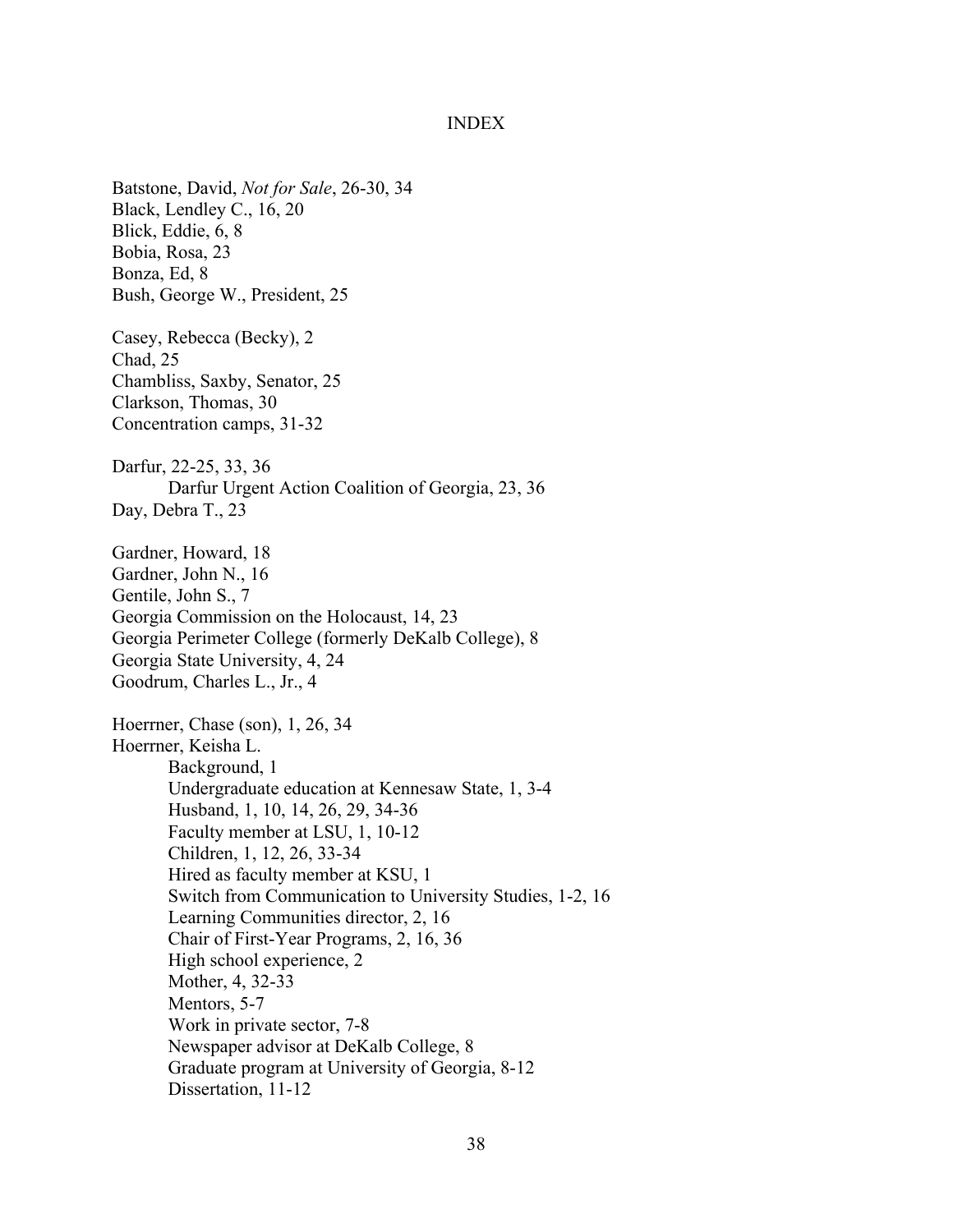# INDEX

Batstone, David, *Not for Sale*, 26-30, 34
Black, Lendley C., 16, 20
Blick, Eddie, 6, 8
Bobia, Rosa, 23
Bonza, Ed, 8
Bush, George W., President, 25

Casey, Rebecca (Becky), 2
Chad, 25
Chambliss, Saxby, Senator, 25
Clarkson, Thomas, 30
Concentration camps, 31-32

Darfur, 22-25, 33, 36
    Darfur Urgent Action Coalition of Georgia, 23, 36
Day, Debra T., 23

Gardner, Howard, 18
Gardner, John N., 16
Gentile, John S., 7
Georgia Commission on the Holocaust, 14, 23
Georgia Perimeter College (formerly DeKalb College), 8
Georgia State University, 4, 24
Goodrum, Charles L., Jr., 4

Hoerrner, Chase (son), 1, 26, 34
Hoerrner, Keisha L.
    Background, 1
    Undergraduate education at Kennesaw State, 1, 3-4
    Husband, 1, 10, 14, 26, 29, 34-36
    Faculty member at LSU, 1, 10-12
    Children, 1, 12, 26, 33-34
    Hired as faculty member at KSU, 1
    Switch from Communication to University Studies, 1-2, 16
    Learning Communities director, 2, 16
    Chair of First-Year Programs, 2, 16, 36
    High school experience, 2
    Mother, 4, 32-33
    Mentors, 5-7
    Work in private sector, 7-8
    Newspaper advisor at DeKalb College, 8
    Graduate program at University of Georgia, 8-12
    Dissertation, 11-12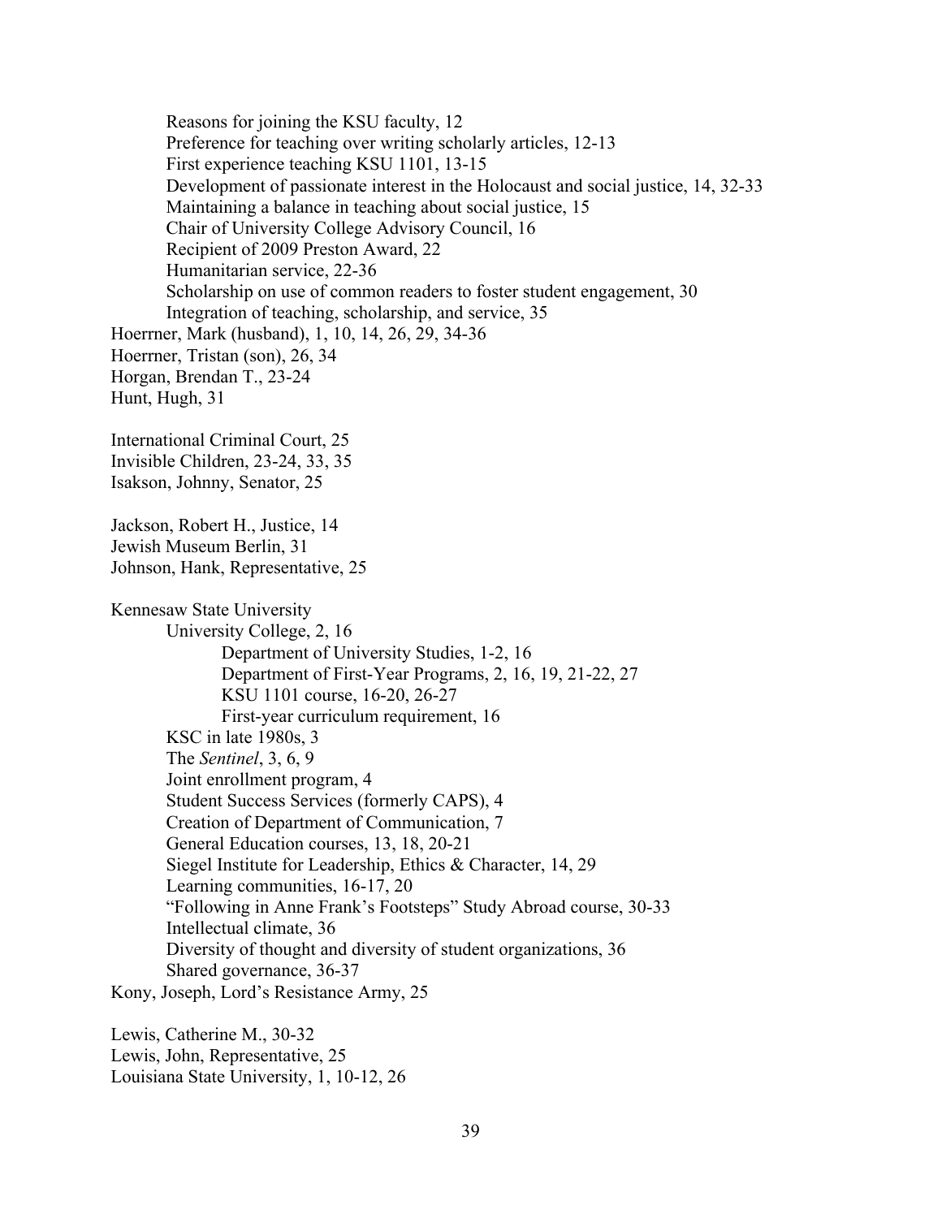Reasons for joining the KSU faculty, 12
Preference for teaching over writing scholarly articles, 12-13
First experience teaching KSU 1101, 13-15
Development of passionate interest in the Holocaust and social justice, 14, 32-33
Maintaining a balance in teaching about social justice, 15
Chair of University College Advisory Council, 16
Recipient of 2009 Preston Award, 22
Humanitarian service, 22-36
Scholarship on use of common readers to foster student engagement, 30
Integration of teaching, scholarship, and service, 35

Hoerrner, Mark (husband), 1, 10, 14, 26, 29, 34-36
Hoerrner, Tristan (son), 26, 34
Horgan, Brendan T., 23-24
Hunt, Hugh, 31

International Criminal Court, 25
Invisible Children, 23-24, 33, 35
Isakson, Johnny, Senator, 25

Jackson, Robert H., Justice, 14
Jewish Museum Berlin, 31
Johnson, Hank, Representative, 25

Kennesaw State University
- University College, 2, 16
  - Department of University Studies, 1-2, 16
  - Department of First-Year Programs, 2, 16, 19, 21-22, 27
  - KSU 1101 course, 16-20, 26-27
  - First-year curriculum requirement, 16
- KSC in late 1980s, 3
- The *Sentinel*, 3, 6, 9
- Joint enrollment program, 4
- Student Success Services (formerly CAPS), 4
- Creation of Department of Communication, 7
- General Education courses, 13, 18, 20-21
- Siegel Institute for Leadership, Ethics & Character, 14, 29
- Learning communities, 16-17, 20
- "Following in Anne Frank's Footsteps" Study Abroad course, 30-33
- Intellectual climate, 36
- Diversity of thought and diversity of student organizations, 36
- Shared governance, 36-37

Kony, Joseph, Lord's Resistance Army, 25

Lewis, Catherine M., 30-32
Lewis, John, Representative, 25
Louisiana State University, 1, 10-12, 26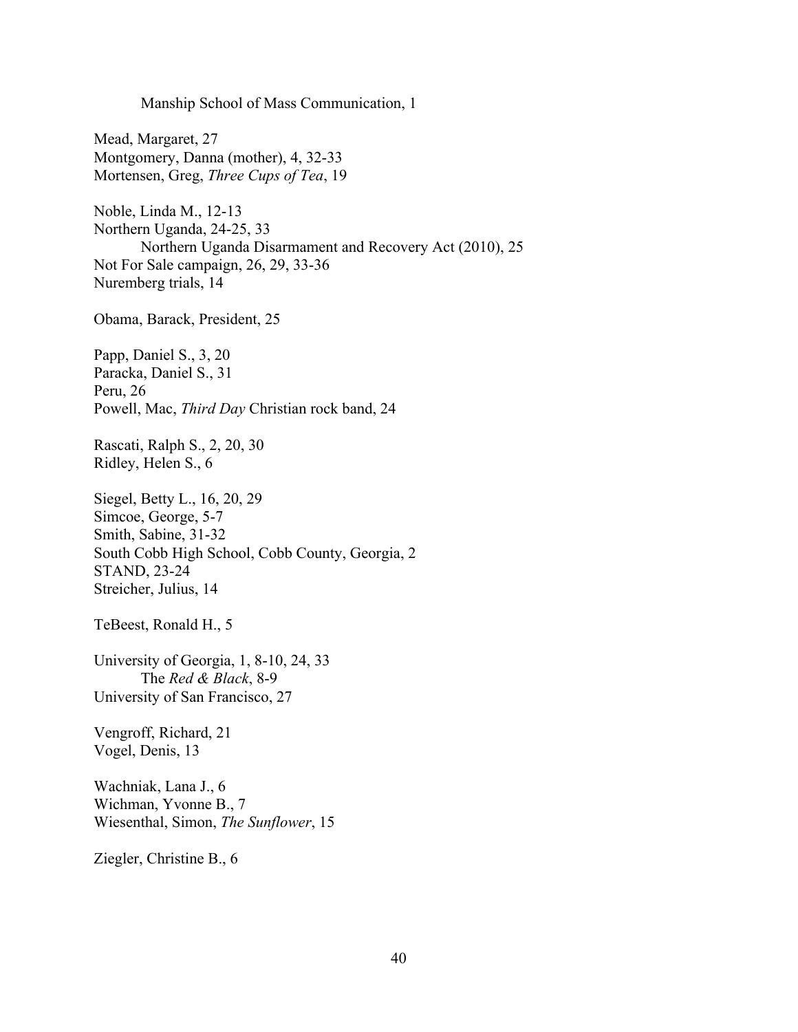Manship School of Mass Communication, 1

Mead, Margaret, 27
Montgomery, Danna (mother), 4, 32-33
Mortensen, Greg, *Three Cups of Tea*, 19

Noble, Linda M., 12-13
Northern Uganda, 24-25, 33
Northern Uganda Disarmament and Recovery Act (2010), 25
Not For Sale campaign, 26, 29, 33-36
Nuremberg trials, 14

Obama, Barack, President, 25

Papp, Daniel S., 3, 20
Paracka, Daniel S., 31
Peru, 26
Powell, Mac, *Third Day* Christian rock band, 24

Rascati, Ralph S., 2, 20, 30
Ridley, Helen S., 6

Siegel, Betty L., 16, 20, 29
Simcoe, George, 5-7
Smith, Sabine, 31-32
South Cobb High School, Cobb County, Georgia, 2
STAND, 23-24
Streicher, Julius, 14

TeBeest, Ronald H., 5

University of Georgia, 1, 8-10, 24, 33
The *Red & Black*, 8-9
University of San Francisco, 27

Vengroff, Richard, 21
Vogel, Denis, 13

Wachniak, Lana J., 6
Wichman, Yvonne B., 7
Wiesenthal, Simon, *The Sunflower*, 15

Ziegler, Christine B., 6